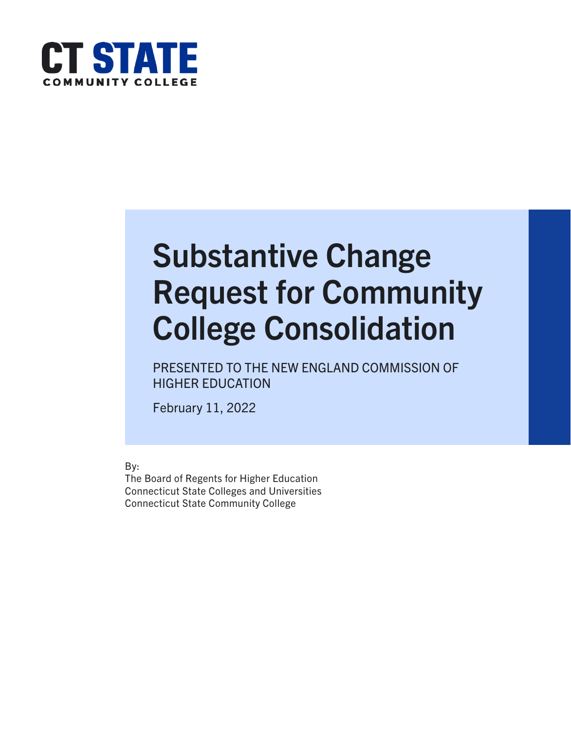**CT STATE**
**COMMUNITY COLLEGE**

# Substantive Change Request for Community College Consolidation

PRESENTED TO THE NEW ENGLAND COMMISSION OF HIGHER EDUCATION

February 11, 2022

By:
The Board of Regents for Higher Education
Connecticut State Colleges and Universities
Connecticut State Community College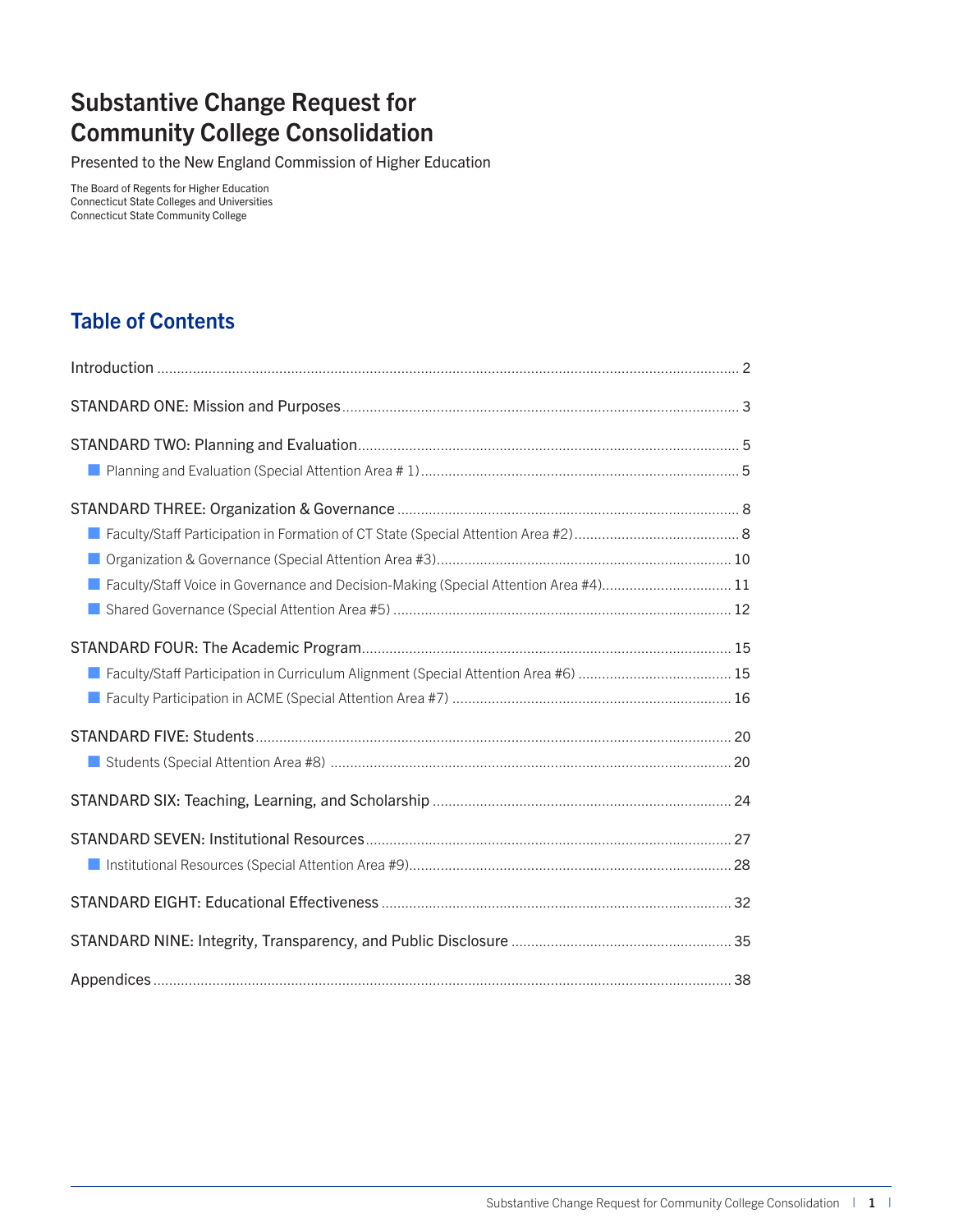# Substantive Change Request for Community College Consolidation

Presented to the New England Commission of Higher Education

The Board of Regents for Higher Education
Connecticut State Colleges and Universities
Connecticut State Community College

## Table of Contents

Introduction ..... 2

STANDARD ONE: Mission and Purposes ..... 3

STANDARD TWO: Planning and Evaluation ..... 5

- Planning and Evaluation (Special Attention Area # 1) ..... 5

STANDARD THREE: Organization & Governance ..... 8

- Faculty/Staff Participation in Formation of CT State (Special Attention Area #2) ..... 8
- Organization & Governance (Special Attention Area #3) ..... 10
- Faculty/Staff Voice in Governance and Decision-Making (Special Attention Area #4) ..... 11
- Shared Governance (Special Attention Area #5) ..... 12

STANDARD FOUR: The Academic Program ..... 15

- Faculty/Staff Participation in Curriculum Alignment (Special Attention Area #6) ..... 15
- Faculty Participation in ACME (Special Attention Area #7) ..... 16

STANDARD FIVE: Students ..... 20

- Students (Special Attention Area #8) ..... 20

STANDARD SIX: Teaching, Learning, and Scholarship ..... 24

STANDARD SEVEN: Institutional Resources ..... 27

- Institutional Resources (Special Attention Area #9) ..... 28

STANDARD EIGHT: Educational Effectiveness ..... 32

STANDARD NINE: Integrity, Transparency, and Public Disclosure ..... 35

Appendices ..... 38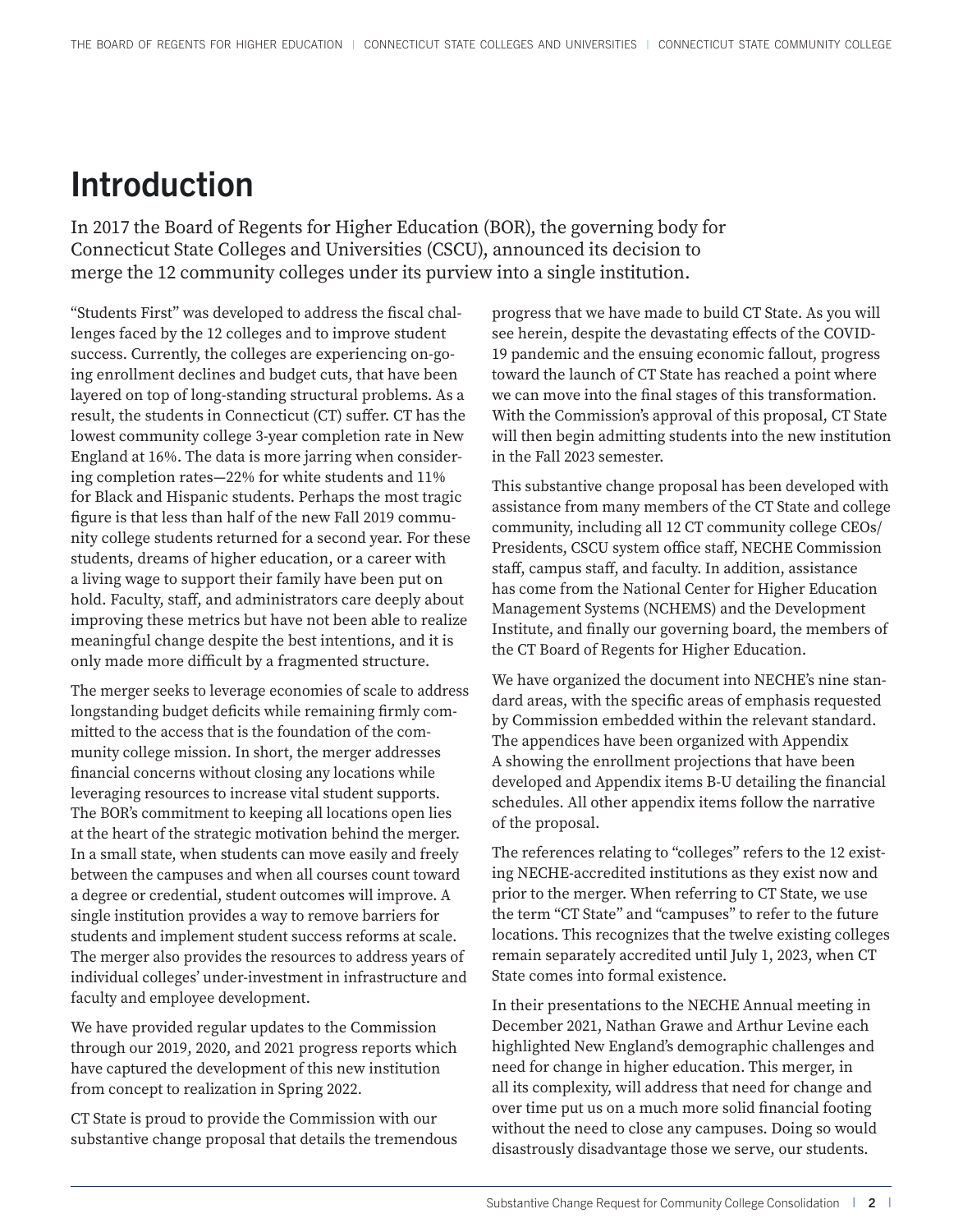# Introduction

In 2017 the Board of Regents for Higher Education (BOR), the governing body for Connecticut State Colleges and Universities (CSCU), announced its decision to merge the 12 community colleges under its purview into a single institution.

"Students First" was developed to address the fiscal challenges faced by the 12 colleges and to improve student success. Currently, the colleges are experiencing on-going enrollment declines and budget cuts, that have been layered on top of long-standing structural problems. As a result, the students in Connecticut (CT) suffer. CT has the lowest community college 3-year completion rate in New England at 16%. The data is more jarring when considering completion rates—22% for white students and 11% for Black and Hispanic students. Perhaps the most tragic figure is that less than half of the new Fall 2019 community college students returned for a second year. For these students, dreams of higher education, or a career with a living wage to support their family have been put on hold. Faculty, staff, and administrators care deeply about improving these metrics but have not been able to realize meaningful change despite the best intentions, and it is only made more difficult by a fragmented structure.

The merger seeks to leverage economies of scale to address longstanding budget deficits while remaining firmly committed to the access that is the foundation of the community college mission. In short, the merger addresses financial concerns without closing any locations while leveraging resources to increase vital student supports. The BOR's commitment to keeping all locations open lies at the heart of the strategic motivation behind the merger. In a small state, when students can move easily and freely between the campuses and when all courses count toward a degree or credential, student outcomes will improve. A single institution provides a way to remove barriers for students and implement student success reforms at scale. The merger also provides the resources to address years of individual colleges' under-investment in infrastructure and faculty and employee development.

We have provided regular updates to the Commission through our 2019, 2020, and 2021 progress reports which have captured the development of this new institution from concept to realization in Spring 2022.

CT State is proud to provide the Commission with our substantive change proposal that details the tremendous progress that we have made to build CT State. As you will see herein, despite the devastating effects of the COVID-19 pandemic and the ensuing economic fallout, progress toward the launch of CT State has reached a point where we can move into the final stages of this transformation. With the Commission's approval of this proposal, CT State will then begin admitting students into the new institution in the Fall 2023 semester.

This substantive change proposal has been developed with assistance from many members of the CT State and college community, including all 12 CT community college CEOs/Presidents, CSCU system office staff, NECHE Commission staff, campus staff, and faculty. In addition, assistance has come from the National Center for Higher Education Management Systems (NCHEMS) and the Development Institute, and finally our governing board, the members of the CT Board of Regents for Higher Education.

We have organized the document into NECHE's nine standard areas, with the specific areas of emphasis requested by Commission embedded within the relevant standard. The appendices have been organized with Appendix A showing the enrollment projections that have been developed and Appendix items B-U detailing the financial schedules. All other appendix items follow the narrative of the proposal.

The references relating to "colleges" refers to the 12 existing NECHE-accredited institutions as they exist now and prior to the merger. When referring to CT State, we use the term "CT State" and "campuses" to refer to the future locations. This recognizes that the twelve existing colleges remain separately accredited until July 1, 2023, when CT State comes into formal existence.

In their presentations to the NECHE Annual meeting in December 2021, Nathan Grawe and Arthur Levine each highlighted New England's demographic challenges and need for change in higher education. This merger, in all its complexity, will address that need for change and over time put us on a much more solid financial footing without the need to close any campuses. Doing so would disastrously disadvantage those we serve, our students.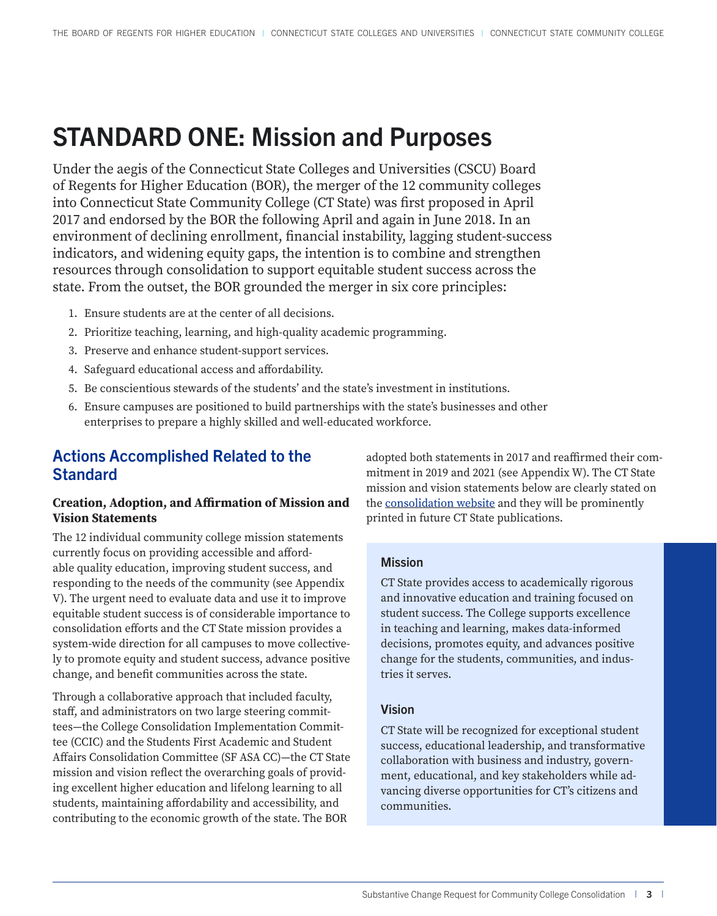# STANDARD ONE: Mission and Purposes

Under the aegis of the Connecticut State Colleges and Universities (CSCU) Board of Regents for Higher Education (BOR), the merger of the 12 community colleges into Connecticut State Community College (CT State) was first proposed in April 2017 and endorsed by the BOR the following April and again in June 2018. In an environment of declining enrollment, financial instability, lagging student-success indicators, and widening equity gaps, the intention is to combine and strengthen resources through consolidation to support equitable student success across the state. From the outset, the BOR grounded the merger in six core principles:

1. Ensure students are at the center of all decisions.
2. Prioritize teaching, learning, and high-quality academic programming.
3. Preserve and enhance student-support services.
4. Safeguard educational access and affordability.
5. Be conscientious stewards of the students' and the state's investment in institutions.
6. Ensure campuses are positioned to build partnerships with the state's businesses and other enterprises to prepare a highly skilled and well-educated workforce.

## Actions Accomplished Related to the Standard

### Creation, Adoption, and Affirmation of Mission and Vision Statements

The 12 individual community college mission statements currently focus on providing accessible and affordable quality education, improving student success, and responding to the needs of the community (see Appendix V). The urgent need to evaluate data and use it to improve equitable student success is of considerable importance to consolidation efforts and the CT State mission provides a system-wide direction for all campuses to move collectively to promote equity and student success, advance positive change, and benefit communities across the state.

Through a collaborative approach that included faculty, staff, and administrators on two large steering committees—the College Consolidation Implementation Committee (CCIC) and the Students First Academic and Student Affairs Consolidation Committee (SF ASA CC)—the CT State mission and vision reflect the overarching goals of providing excellent higher education and lifelong learning to all students, maintaining affordability and accessibility, and contributing to the economic growth of the state. The BOR adopted both statements in 2017 and reaffirmed their commitment in 2019 and 2021 (see Appendix W). The CT State mission and vision statements below are clearly stated on the [consolidation website](consolidation website) and they will be prominently printed in future CT State publications.

**Mission**

CT State provides access to academically rigorous and innovative education and training focused on student success. The College supports excellence in teaching and learning, makes data-informed decisions, promotes equity, and advances positive change for the students, communities, and industries it serves.

**Vision**

CT State will be recognized for exceptional student success, educational leadership, and transformative collaboration with business and industry, government, educational, and key stakeholders while advancing diverse opportunities for CT's citizens and communities.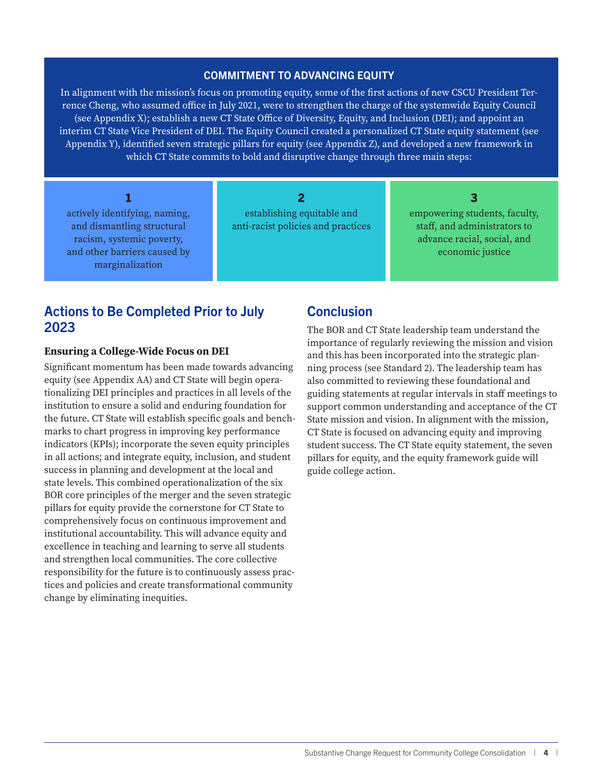### COMMITMENT TO ADVANCING EQUITY

In alignment with the mission's focus on promoting equity, some of the first actions of new CSCU President Terrence Cheng, who assumed office in July 2021, were to strengthen the charge of the systemwide Equity Council (see Appendix X); establish a new CT State Office of Diversity, Equity, and Inclusion (DEI); and appoint an interim CT State Vice President of DEI. The Equity Council created a personalized CT State equity statement (see Appendix Y), identified seven strategic pillars for equity (see Appendix Z), and developed a new framework in which CT State commits to bold and disruptive change through three main steps:

**1**
actively identifying, naming, and dismantling structural racism, systemic poverty, and other barriers caused by marginalization

**2**
establishing equitable and anti-racist policies and practices

**3**
empowering students, faculty, staff, and administrators to advance racial, social, and economic justice

## Actions to Be Completed Prior to July 2023

### Ensuring a College-Wide Focus on DEI

Significant momentum has been made towards advancing equity (see Appendix AA) and CT State will begin operationalizing DEI principles and practices in all levels of the institution to ensure a solid and enduring foundation for the future. CT State will establish specific goals and benchmarks to chart progress in improving key performance indicators (KPIs); incorporate the seven equity principles in all actions; and integrate equity, inclusion, and student success in planning and development at the local and state levels. This combined operationalization of the six BOR core principles of the merger and the seven strategic pillars for equity provide the cornerstone for CT State to comprehensively focus on continuous improvement and institutional accountability. This will advance equity and excellence in teaching and learning to serve all students and strengthen local communities. The core collective responsibility for the future is to continuously assess practices and policies and create transformational community change by eliminating inequities.

## Conclusion

The BOR and CT State leadership team understand the importance of regularly reviewing the mission and vision and this has been incorporated into the strategic planning process (see Standard 2). The leadership team has also committed to reviewing these foundational and guiding statements at regular intervals in staff meetings to support common understanding and acceptance of the CT State mission and vision. In alignment with the mission, CT State is focused on advancing equity and improving student success. The CT State equity statement, the seven pillars for equity, and the equity framework guide will guide college action.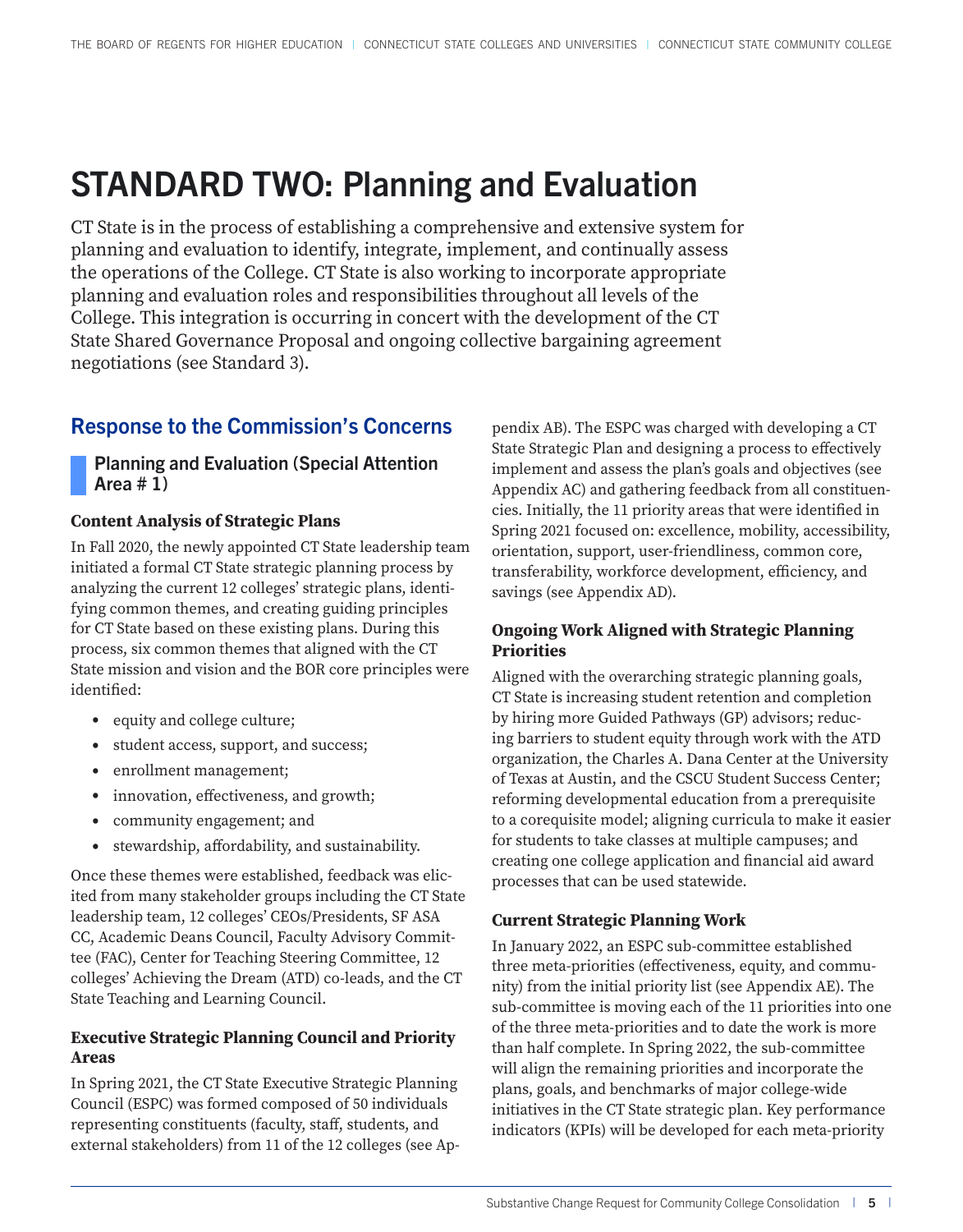# STANDARD TWO: Planning and Evaluation

CT State is in the process of establishing a comprehensive and extensive system for planning and evaluation to identify, integrate, implement, and continually assess the operations of the College. CT State is also working to incorporate appropriate planning and evaluation roles and responsibilities throughout all levels of the College. This integration is occurring in concert with the development of the CT State Shared Governance Proposal and ongoing collective bargaining agreement negotiations (see Standard 3).

## Response to the Commission's Concerns

### Planning and Evaluation (Special Attention Area # 1)

#### Content Analysis of Strategic Plans

In Fall 2020, the newly appointed CT State leadership team initiated a formal CT State strategic planning process by analyzing the current 12 colleges' strategic plans, identifying common themes, and creating guiding principles for CT State based on these existing plans. During this process, six common themes that aligned with the CT State mission and vision and the BOR core principles were identified:

- equity and college culture;
- student access, support, and success;
- enrollment management;
- innovation, effectiveness, and growth;
- community engagement; and
- stewardship, affordability, and sustainability.

Once these themes were established, feedback was elicited from many stakeholder groups including the CT State leadership team, 12 colleges' CEOs/Presidents, SF ASA CC, Academic Deans Council, Faculty Advisory Committee (FAC), Center for Teaching Steering Committee, 12 colleges' Achieving the Dream (ATD) co-leads, and the CT State Teaching and Learning Council.

#### Executive Strategic Planning Council and Priority Areas

In Spring 2021, the CT State Executive Strategic Planning Council (ESPC) was formed composed of 50 individuals representing constituents (faculty, staff, students, and external stakeholders) from 11 of the 12 colleges (see Appendix AB). The ESPC was charged with developing a CT State Strategic Plan and designing a process to effectively implement and assess the plan's goals and objectives (see Appendix AC) and gathering feedback from all constituencies. Initially, the 11 priority areas that were identified in Spring 2021 focused on: excellence, mobility, accessibility, orientation, support, user-friendliness, common core, transferability, workforce development, efficiency, and savings (see Appendix AD).

#### Ongoing Work Aligned with Strategic Planning Priorities

Aligned with the overarching strategic planning goals, CT State is increasing student retention and completion by hiring more Guided Pathways (GP) advisors; reducing barriers to student equity through work with the ATD organization, the Charles A. Dana Center at the University of Texas at Austin, and the CSCU Student Success Center; reforming developmental education from a prerequisite to a corequisite model; aligning curricula to make it easier for students to take classes at multiple campuses; and creating one college application and financial aid award processes that can be used statewide.

#### Current Strategic Planning Work

In January 2022, an ESPC sub-committee established three meta-priorities (effectiveness, equity, and community) from the initial priority list (see Appendix AE). The sub-committee is moving each of the 11 priorities into one of the three meta-priorities and to date the work is more than half complete. In Spring 2022, the sub-committee will align the remaining priorities and incorporate the plans, goals, and benchmarks of major college-wide initiatives in the CT State strategic plan. Key performance indicators (KPIs) will be developed for each meta-priority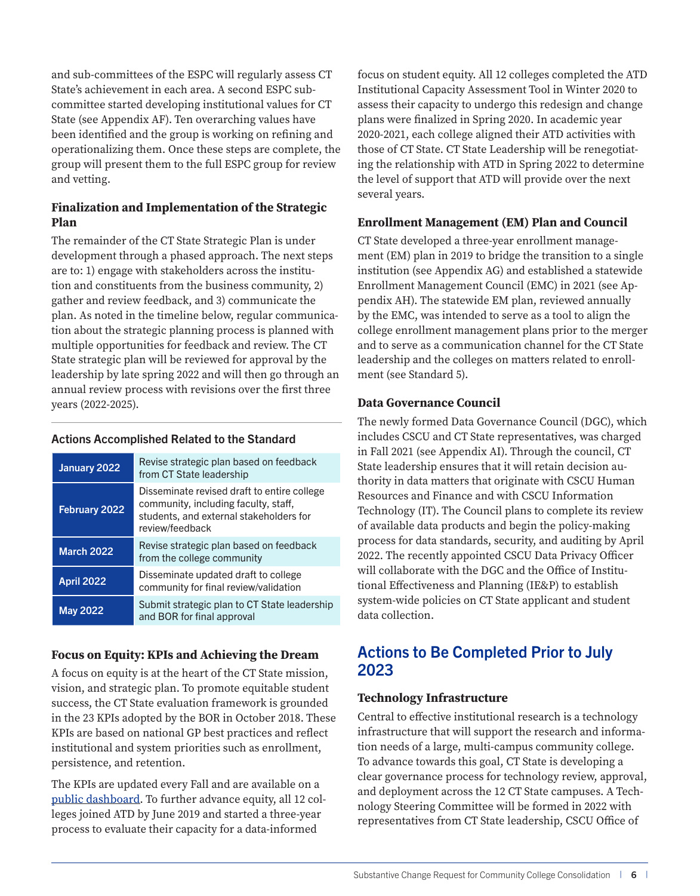and sub-committees of the ESPC will regularly assess CT State's achievement in each area. A second ESPC sub-committee started developing institutional values for CT State (see Appendix AF). Ten overarching values have been identified and the group is working on refining and operationalizing them. Once these steps are complete, the group will present them to the full ESPC group for review and vetting.

### Finalization and Implementation of the Strategic Plan

The remainder of the CT State Strategic Plan is under development through a phased approach. The next steps are to: 1) engage with stakeholders across the institution and constituents from the business community, 2) gather and review feedback, and 3) communicate the plan. As noted in the timeline below, regular communication about the strategic planning process is planned with multiple opportunities for feedback and review. The CT State strategic plan will be reviewed for approval by the leadership by late spring 2022 and will then go through an annual review process with revisions over the first three years (2022-2025).

**Actions Accomplished Related to the Standard**

| | |
|---|---|
| **January 2022** | Revise strategic plan based on feedback from CT State leadership |
| **February 2022** | Disseminate revised draft to entire college community, including faculty, staff, students, and external stakeholders for review/feedback |
| **March 2022** | Revise strategic plan based on feedback from the college community |
| **April 2022** | Disseminate updated draft to college community for final review/validation |
| **May 2022** | Submit strategic plan to CT State leadership and BOR for final approval |

### Focus on Equity: KPIs and Achieving the Dream

A focus on equity is at the heart of the CT State mission, vision, and strategic plan. To promote equitable student success, the CT State evaluation framework is grounded in the 23 KPIs adopted by the BOR in October 2018. These KPIs are based on national GP best practices and reflect institutional and system priorities such as enrollment, persistence, and retention.

The KPIs are updated every Fall and are available on a public dashboard. To further advance equity, all 12 colleges joined ATD by June 2019 and started a three-year process to evaluate their capacity for a data-informed focus on student equity. All 12 colleges completed the ATD Institutional Capacity Assessment Tool in Winter 2020 to assess their capacity to undergo this redesign and change plans were finalized in Spring 2020. In academic year 2020-2021, each college aligned their ATD activities with those of CT State. CT State Leadership will be renegotiating the relationship with ATD in Spring 2022 to determine the level of support that ATD will provide over the next several years.

### Enrollment Management (EM) Plan and Council

CT State developed a three-year enrollment management (EM) plan in 2019 to bridge the transition to a single institution (see Appendix AG) and established a statewide Enrollment Management Council (EMC) in 2021 (see Appendix AH). The statewide EM plan, reviewed annually by the EMC, was intended to serve as a tool to align the college enrollment management plans prior to the merger and to serve as a communication channel for the CT State leadership and the colleges on matters related to enrollment (see Standard 5).

### Data Governance Council

The newly formed Data Governance Council (DGC), which includes CSCU and CT State representatives, was charged in Fall 2021 (see Appendix AI). Through the council, CT State leadership ensures that it will retain decision authority in data matters that originate with CSCU Human Resources and Finance and with CSCU Information Technology (IT). The Council plans to complete its review of available data products and begin the policy-making process for data standards, security, and auditing by April 2022. The recently appointed CSCU Data Privacy Officer will collaborate with the DGC and the Office of Institutional Effectiveness and Planning (IE&P) to establish system-wide policies on CT State applicant and student data collection.

## Actions to Be Completed Prior to July 2023

### Technology Infrastructure

Central to effective institutional research is a technology infrastructure that will support the research and information needs of a large, multi-campus community college. To advance towards this goal, CT State is developing a clear governance process for technology review, approval, and deployment across the 12 CT State campuses. A Technology Steering Committee will be formed in 2022 with representatives from CT State leadership, CSCU Office of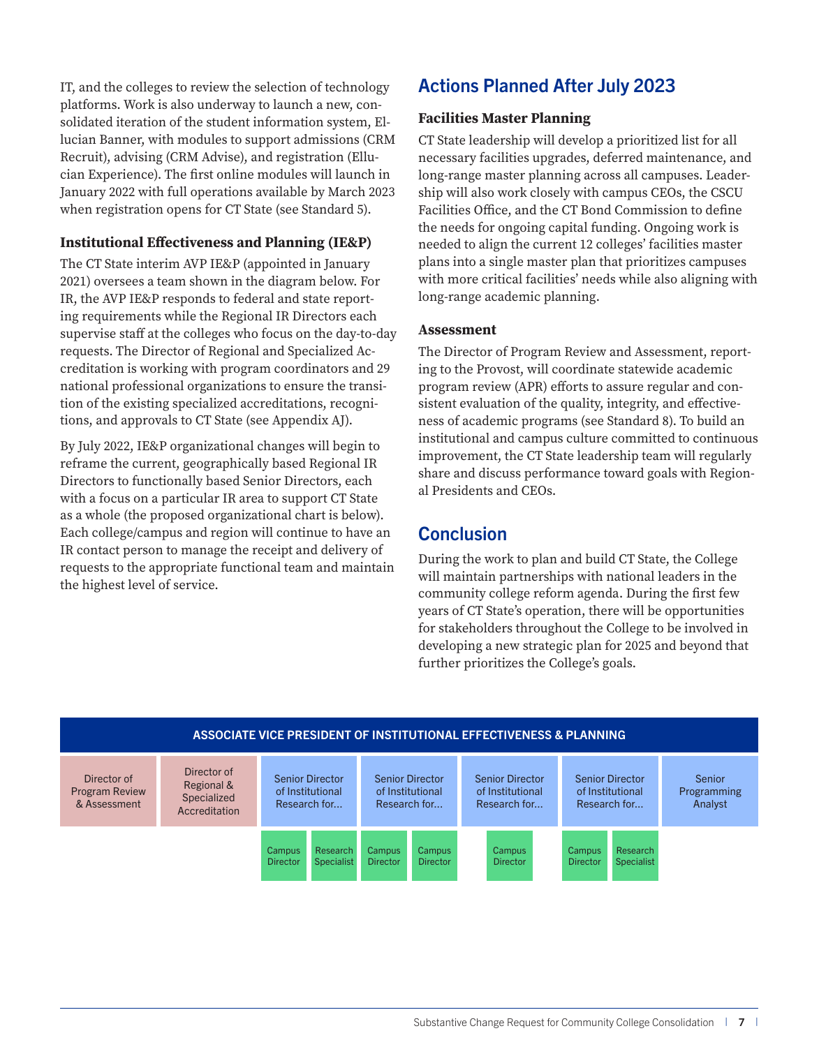IT, and the colleges to review the selection of technology platforms. Work is also underway to launch a new, consolidated iteration of the student information system, Ellucian Banner, with modules to support admissions (CRM Recruit), advising (CRM Advise), and registration (Ellucian Experience). The first online modules will launch in January 2022 with full operations available by March 2023 when registration opens for CT State (see Standard 5).

### Institutional Effectiveness and Planning (IE&P)

The CT State interim AVP IE&P (appointed in January 2021) oversees a team shown in the diagram below. For IR, the AVP IE&P responds to federal and state reporting requirements while the Regional IR Directors each supervise staff at the colleges who focus on the day-to-day requests. The Director of Regional and Specialized Accreditation is working with program coordinators and 29 national professional organizations to ensure the transition of the existing specialized accreditations, recognitions, and approvals to CT State (see Appendix AJ).

By July 2022, IE&P organizational changes will begin to reframe the current, geographically based Regional IR Directors to functionally based Senior Directors, each with a focus on a particular IR area to support CT State as a whole (the proposed organizational chart is below). Each college/campus and region will continue to have an IR contact person to manage the receipt and delivery of requests to the appropriate functional team and maintain the highest level of service.

## Actions Planned After July 2023

### Facilities Master Planning

CT State leadership will develop a prioritized list for all necessary facilities upgrades, deferred maintenance, and long-range master planning across all campuses. Leadership will also work closely with campus CEOs, the CSCU Facilities Office, and the CT Bond Commission to define the needs for ongoing capital funding. Ongoing work is needed to align the current 12 colleges' facilities master plans into a single master plan that prioritizes campuses with more critical facilities' needs while also aligning with long-range academic planning.

### Assessment

The Director of Program Review and Assessment, reporting to the Provost, will coordinate statewide academic program review (APR) efforts to assure regular and consistent evaluation of the quality, integrity, and effectiveness of academic programs (see Standard 8). To build an institutional and campus culture committed to continuous improvement, the CT State leadership team will regularly share and discuss performance toward goals with Regional Presidents and CEOs.

## Conclusion

During the work to plan and build CT State, the College will maintain partnerships with national leaders in the community college reform agenda. During the first few years of CT State's operation, there will be opportunities for stakeholders throughout the College to be involved in developing a new strategic plan for 2025 and beyond that further prioritizes the College's goals.

**ASSOCIATE VICE PRESIDENT OF INSTITUTIONAL EFFECTIVENESS & PLANNING**

- Director of Program Review & Assessment
- Director of Regional & Specialized Accreditation
- Senior Director of Institutional Research for...
  - Campus Director
  - Research Specialist
- Senior Director of Institutional Research for...
  - Campus Director
  - Campus Director
- Senior Director of Institutional Research for...
  - Campus Director
- Senior Director of Institutional Research for...
  - Campus Director
  - Research Specialist
- Senior Programming Analyst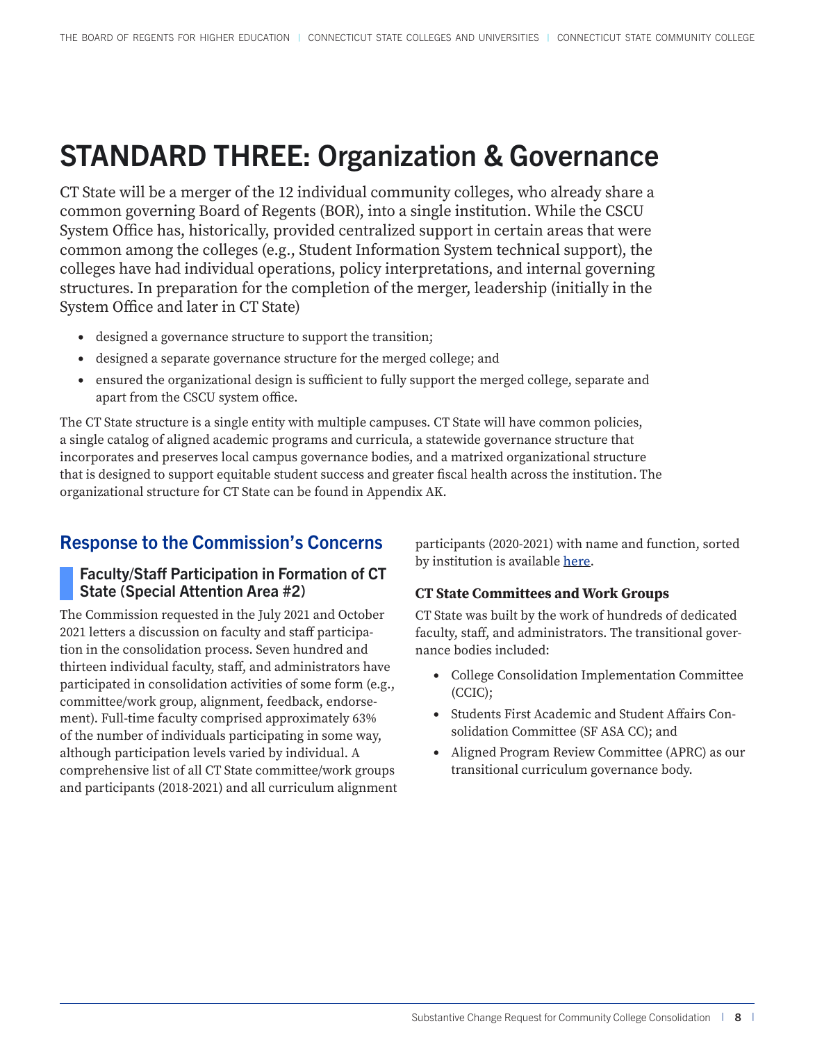# STANDARD THREE: Organization & Governance

CT State will be a merger of the 12 individual community colleges, who already share a common governing Board of Regents (BOR), into a single institution. While the CSCU System Office has, historically, provided centralized support in certain areas that were common among the colleges (e.g., Student Information System technical support), the colleges have had individual operations, policy interpretations, and internal governing structures. In preparation for the completion of the merger, leadership (initially in the System Office and later in CT State)

- designed a governance structure to support the transition;
- designed a separate governance structure for the merged college; and
- ensured the organizational design is sufficient to fully support the merged college, separate and apart from the CSCU system office.

The CT State structure is a single entity with multiple campuses. CT State will have common policies, a single catalog of aligned academic programs and curricula, a statewide governance structure that incorporates and preserves local campus governance bodies, and a matrixed organizational structure that is designed to support equitable student success and greater fiscal health across the institution. The organizational structure for CT State can be found in Appendix AK.

## Response to the Commission's Concerns

### Faculty/Staff Participation in Formation of CT State (Special Attention Area #2)

The Commission requested in the July 2021 and October 2021 letters a discussion on faculty and staff participation in the consolidation process. Seven hundred and thirteen individual faculty, staff, and administrators have participated in consolidation activities of some form (e.g., committee/work group, alignment, feedback, endorsement). Full-time faculty comprised approximately 63% of the number of individuals participating in some way, although participation levels varied by individual. A comprehensive list of all CT State committee/work groups and participants (2018-2021) and all curriculum alignment participants (2020-2021) with name and function, sorted by institution is available here.

#### CT State Committees and Work Groups

CT State was built by the work of hundreds of dedicated faculty, staff, and administrators. The transitional governance bodies included:

- College Consolidation Implementation Committee (CCIC);
- Students First Academic and Student Affairs Consolidation Committee (SF ASA CC); and
- Aligned Program Review Committee (APRC) as our transitional curriculum governance body.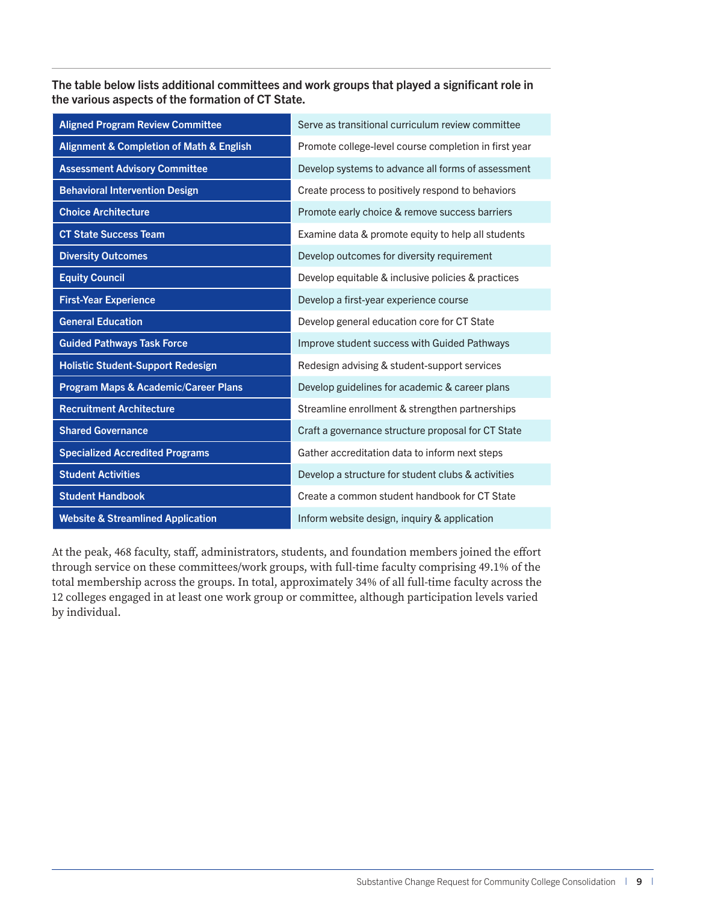**The table below lists additional committees and work groups that played a significant role in the various aspects of the formation of CT State.**

| Committee / Work Group | Purpose |
|---|---|
| Aligned Program Review Committee | Serve as transitional curriculum review committee |
| Alignment & Completion of Math & English | Promote college-level course completion in first year |
| Assessment Advisory Committee | Develop systems to advance all forms of assessment |
| Behavioral Intervention Design | Create process to positively respond to behaviors |
| Choice Architecture | Promote early choice & remove success barriers |
| CT State Success Team | Examine data & promote equity to help all students |
| Diversity Outcomes | Develop outcomes for diversity requirement |
| Equity Council | Develop equitable & inclusive policies & practices |
| First-Year Experience | Develop a first-year experience course |
| General Education | Develop general education core for CT State |
| Guided Pathways Task Force | Improve student success with Guided Pathways |
| Holistic Student-Support Redesign | Redesign advising & student-support services |
| Program Maps & Academic/Career Plans | Develop guidelines for academic & career plans |
| Recruitment Architecture | Streamline enrollment & strengthen partnerships |
| Shared Governance | Craft a governance structure proposal for CT State |
| Specialized Accredited Programs | Gather accreditation data to inform next steps |
| Student Activities | Develop a structure for student clubs & activities |
| Student Handbook | Create a common student handbook for CT State |
| Website & Streamlined Application | Inform website design, inquiry & application |

At the peak, 468 faculty, staff, administrators, students, and foundation members joined the effort through service on these committees/work groups, with full-time faculty comprising 49.1% of the total membership across the groups. In total, approximately 34% of all full-time faculty across the 12 colleges engaged in at least one work group or committee, although participation levels varied by individual.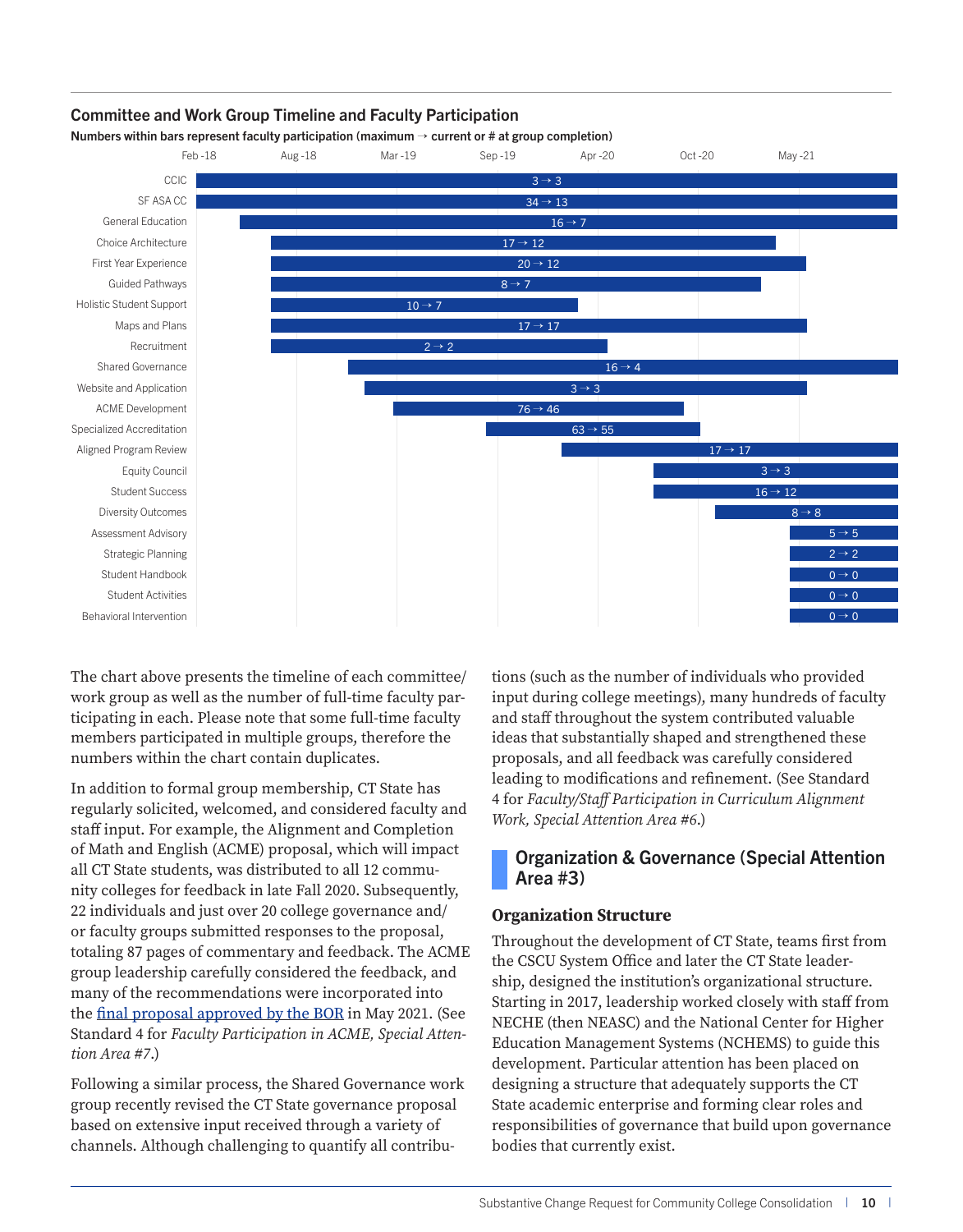### Committee and Work Group Timeline and Faculty Participation

**Numbers within bars represent faculty participation (maximum → current or # at group completion)**

| Committee/Work Group | Faculty Participation |
| --- | --- |
| CCIC | 3 → 3 |
| SF ASA CC | 34 → 13 |
| General Education | 16 → 7 |
| Choice Architecture | 17 → 12 |
| First Year Experience | 20 → 12 |
| Guided Pathways | 8 → 7 |
| Holistic Student Support | 10 → 7 |
| Maps and Plans | 17 → 17 |
| Recruitment | 2 → 2 |
| Shared Governance | 16 → 4 |
| Website and Application | 3 → 3 |
| ACME Development | 76 → 46 |
| Specialized Accreditation | 63 → 55 |
| Aligned Program Review | 17 → 17 |
| Equity Council | 3 → 3 |
| Student Success | 16 → 12 |
| Diversity Outcomes | 8 → 8 |
| Assessment Advisory | 5 → 5 |
| Strategic Planning | 2 → 2 |
| Student Handbook | 0 → 0 |
| Student Activities | 0 → 0 |
| Behavioral Intervention | 0 → 0 |

The chart above presents the timeline of each committee/work group as well as the number of full-time faculty participating in each. Please note that some full-time faculty members participated in multiple groups, therefore the numbers within the chart contain duplicates.

In addition to formal group membership, CT State has regularly solicited, welcomed, and considered faculty and staff input. For example, the Alignment and Completion of Math and English (ACME) proposal, which will impact all CT State students, was distributed to all 12 community colleges for feedback in late Fall 2020. Subsequently, 22 individuals and just over 20 college governance and/or faculty groups submitted responses to the proposal, totaling 87 pages of commentary and feedback. The ACME group leadership carefully considered the feedback, and many of the recommendations were incorporated into the final proposal approved by the BOR in May 2021. (See Standard 4 for *Faculty Participation in ACME, Special Attention Area #7*.)

Following a similar process, the Shared Governance work group recently revised the CT State governance proposal based on extensive input received through a variety of channels. Although challenging to quantify all contributions (such as the number of individuals who provided input during college meetings), many hundreds of faculty and staff throughout the system contributed valuable ideas that substantially shaped and strengthened these proposals, and all feedback was carefully considered leading to modifications and refinement. (See Standard 4 for *Faculty/Staff Participation in Curriculum Alignment Work, Special Attention Area #6*.)

## Organization & Governance (Special Attention Area #3)

### Organization Structure

Throughout the development of CT State, teams first from the CSCU System Office and later the CT State leadership, designed the institution's organizational structure. Starting in 2017, leadership worked closely with staff from NECHE (then NEASC) and the National Center for Higher Education Management Systems (NCHEMS) to guide this development. Particular attention has been placed on designing a structure that adequately supports the CT State academic enterprise and forming clear roles and responsibilities of governance that build upon governance bodies that currently exist.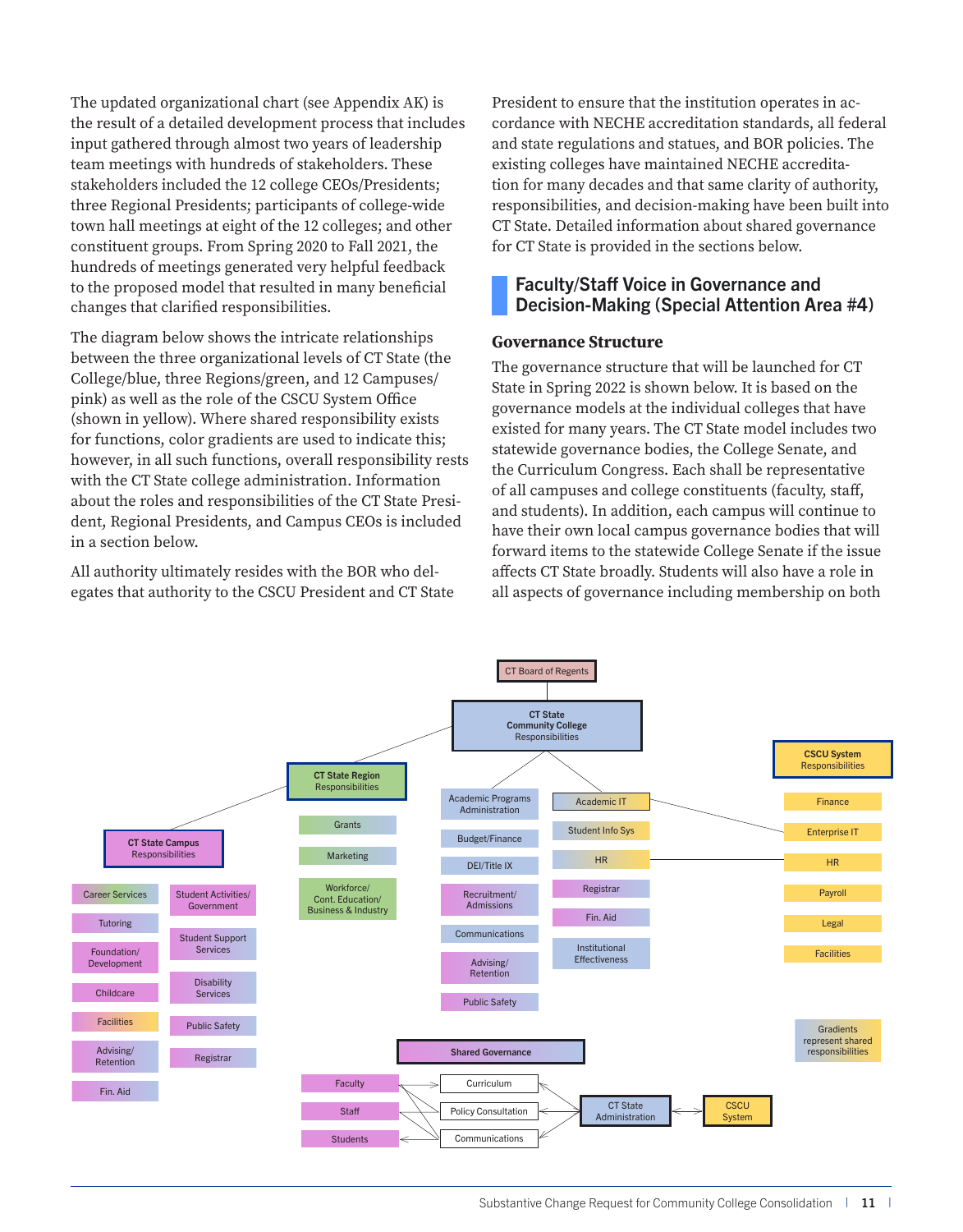The updated organizational chart (see Appendix AK) is the result of a detailed development process that includes input gathered through almost two years of leadership team meetings with hundreds of stakeholders. These stakeholders included the 12 college CEOs/Presidents; three Regional Presidents; participants of college-wide town hall meetings at eight of the 12 colleges; and other constituent groups. From Spring 2020 to Fall 2021, the hundreds of meetings generated very helpful feedback to the proposed model that resulted in many beneficial changes that clarified responsibilities.

The diagram below shows the intricate relationships between the three organizational levels of CT State (the College/blue, three Regions/green, and 12 Campuses/pink) as well as the role of the CSCU System Office (shown in yellow). Where shared responsibility exists for functions, color gradients are used to indicate this; however, in all such functions, overall responsibility rests with the CT State college administration. Information about the roles and responsibilities of the CT State President, Regional Presidents, and Campus CEOs is included in a section below.

All authority ultimately resides with the BOR who delegates that authority to the CSCU President and CT State President to ensure that the institution operates in accordance with NECHE accreditation standards, all federal and state regulations and statues, and BOR policies. The existing colleges have maintained NECHE accreditation for many decades and that same clarity of authority, responsibilities, and decision-making have been built into CT State. Detailed information about shared governance for CT State is provided in the sections below.

## Faculty/Staff Voice in Governance and Decision-Making (Special Attention Area #4)

### Governance Structure

The governance structure that will be launched for CT State in Spring 2022 is shown below. It is based on the governance models at the individual colleges that have existed for many years. The CT State model includes two statewide governance bodies, the College Senate, and the Curriculum Congress. Each shall be representative of all campuses and college constituents (faculty, staff, and students). In addition, each campus will continue to have their own local campus governance bodies that will forward items to the statewide College Senate if the issue affects CT State broadly. Students will also have a role in all aspects of governance including membership on both

CT Board of Regents

CT State Community College Responsibilities

CT State Region Responsibilities
- Grants
- Marketing
- Workforce/ Cont. Education/ Business & Industry

CT State Community College Responsibilities
- Academic Programs Administration
- Budget/Finance
- DEI/Title IX
- Recruitment/ Admissions
- Communications
- Advising/ Retention
- Public Safety
- Academic IT
- Student Info Sys
- HR
- Registrar
- Fin. Aid
- Institutional Effectiveness

CSCU System Responsibilities
- Finance
- Enterprise IT
- HR
- Payroll
- Legal
- Facilities

CT State Campus Responsibilities
- Career Services
- Tutoring
- Foundation/ Development
- Childcare
- Facilities
- Advising/ Retention
- Fin. Aid
- Student Activities/ Government
- Student Support Services
- Disability Services
- Public Safety
- Registrar

Shared Governance
- Faculty
- Staff
- Students
- Curriculum
- Policy Consultation
- Communications
- CT State Administration
- CSCU System

Gradients represent shared responsibilities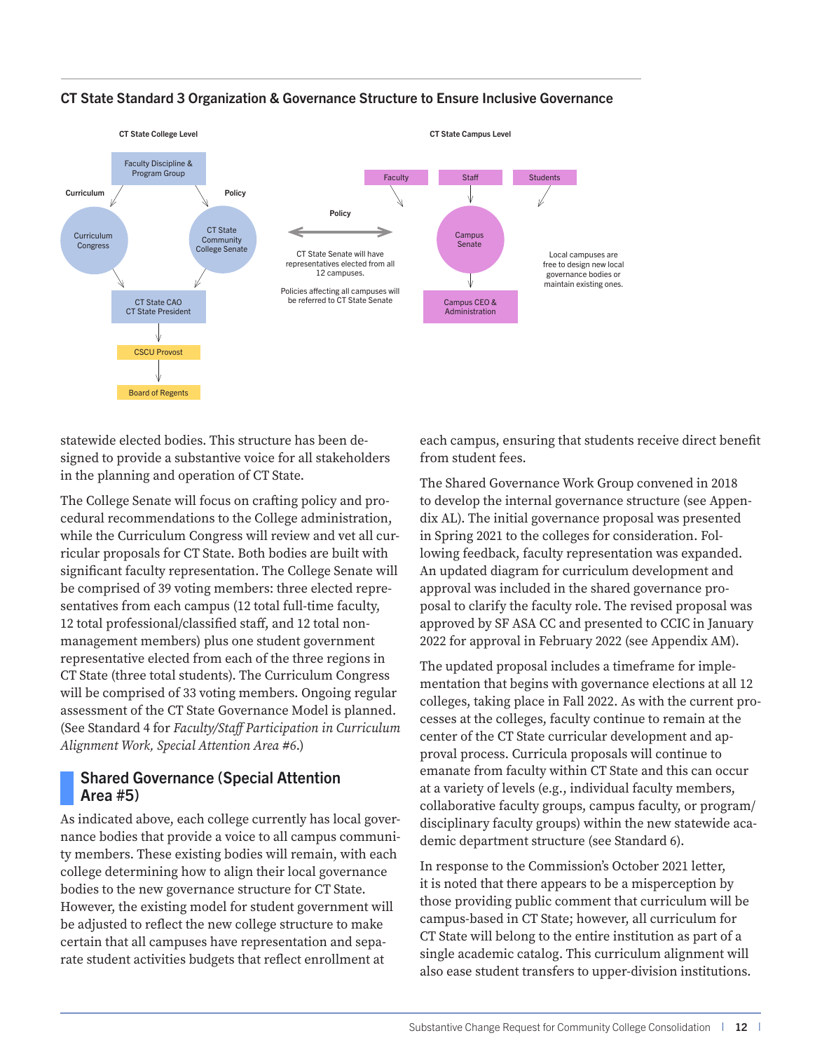**CT State Standard 3 Organization & Governance Structure to Ensure Inclusive Governance**

CT State College Level

Faculty Discipline & Program Group

Curriculum

Policy

Curriculum Congress

CT State Community College Senate

CT State CAO
CT State President

CSCU Provost

Board of Regents

Policy

CT State Senate will have representatives elected from all 12 campuses.

Policies affecting all campuses will be referred to CT State Senate

CT State Campus Level

Faculty

Staff

Students

Campus Senate

Campus CEO & Administration

Local campuses are free to design new local governance bodies or maintain existing ones.

statewide elected bodies. This structure has been designed to provide a substantive voice for all stakeholders in the planning and operation of CT State.

The College Senate will focus on crafting policy and procedural recommendations to the College administration, while the Curriculum Congress will review and vet all curricular proposals for CT State. Both bodies are built with significant faculty representation. The College Senate will be comprised of 39 voting members: three elected representatives from each campus (12 total full-time faculty, 12 total professional/classified staff, and 12 total non-management members) plus one student government representative elected from each of the three regions in CT State (three total students). The Curriculum Congress will be comprised of 33 voting members. Ongoing regular assessment of the CT State Governance Model is planned. (See Standard 4 for *Faculty/Staff Participation in Curriculum Alignment Work, Special Attention Area #6*.)

## Shared Governance (Special Attention Area #5)

As indicated above, each college currently has local governance bodies that provide a voice to all campus community members. These existing bodies will remain, with each college determining how to align their local governance bodies to the new governance structure for CT State. However, the existing model for student government will be adjusted to reflect the new college structure to make certain that all campuses have representation and separate student activities budgets that reflect enrollment at each campus, ensuring that students receive direct benefit from student fees.

The Shared Governance Work Group convened in 2018 to develop the internal governance structure (see Appendix AL). The initial governance proposal was presented in Spring 2021 to the colleges for consideration. Following feedback, faculty representation was expanded. An updated diagram for curriculum development and approval was included in the shared governance proposal to clarify the faculty role. The revised proposal was approved by SF ASA CC and presented to CCIC in January 2022 for approval in February 2022 (see Appendix AM).

The updated proposal includes a timeframe for implementation that begins with governance elections at all 12 colleges, taking place in Fall 2022. As with the current processes at the colleges, faculty continue to remain at the center of the CT State curricular development and approval process. Curricula proposals will continue to emanate from faculty within CT State and this can occur at a variety of levels (e.g., individual faculty members, collaborative faculty groups, campus faculty, or program/disciplinary faculty groups) within the new statewide academic department structure (see Standard 6).

In response to the Commission's October 2021 letter, it is noted that there appears to be a misperception by those providing public comment that curriculum will be campus-based in CT State; however, all curriculum for CT State will belong to the entire institution as part of a single academic catalog. This curriculum alignment will also ease student transfers to upper-division institutions.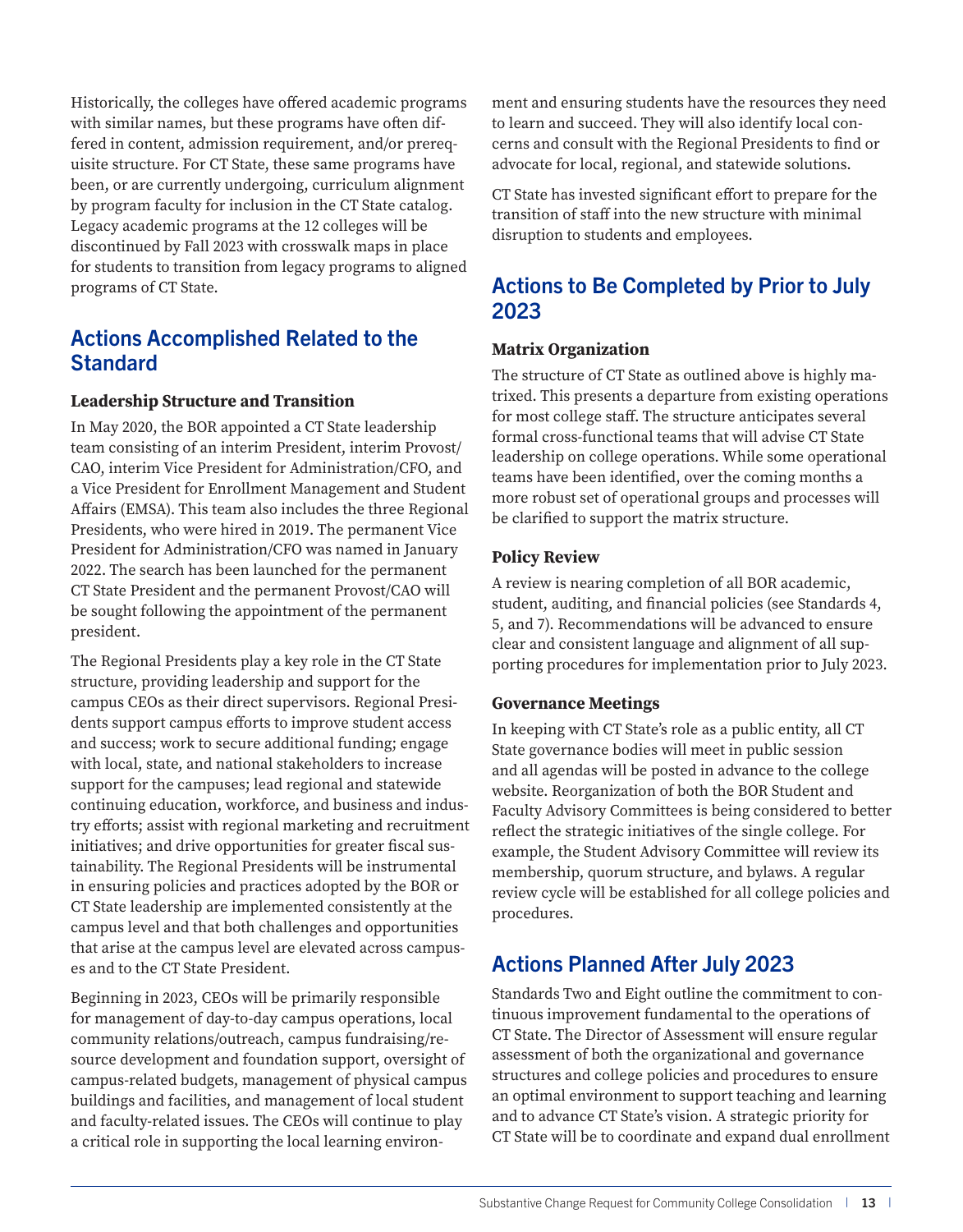Historically, the colleges have offered academic programs with similar names, but these programs have often differed in content, admission requirement, and/or prerequisite structure. For CT State, these same programs have been, or are currently undergoing, curriculum alignment by program faculty for inclusion in the CT State catalog. Legacy academic programs at the 12 colleges will be discontinued by Fall 2023 with crosswalk maps in place for students to transition from legacy programs to aligned programs of CT State.

## Actions Accomplished Related to the Standard

### Leadership Structure and Transition

In May 2020, the BOR appointed a CT State leadership team consisting of an interim President, interim Provost/CAO, interim Vice President for Administration/CFO, and a Vice President for Enrollment Management and Student Affairs (EMSA). This team also includes the three Regional Presidents, who were hired in 2019. The permanent Vice President for Administration/CFO was named in January 2022. The search has been launched for the permanent CT State President and the permanent Provost/CAO will be sought following the appointment of the permanent president.

The Regional Presidents play a key role in the CT State structure, providing leadership and support for the campus CEOs as their direct supervisors. Regional Presidents support campus efforts to improve student access and success; work to secure additional funding; engage with local, state, and national stakeholders to increase support for the campuses; lead regional and statewide continuing education, workforce, and business and industry efforts; assist with regional marketing and recruitment initiatives; and drive opportunities for greater fiscal sustainability. The Regional Presidents will be instrumental in ensuring policies and practices adopted by the BOR or CT State leadership are implemented consistently at the campus level and that both challenges and opportunities that arise at the campus level are elevated across campuses and to the CT State President.

Beginning in 2023, CEOs will be primarily responsible for management of day-to-day campus operations, local community relations/outreach, campus fundraising/resource development and foundation support, oversight of campus-related budgets, management of physical campus buildings and facilities, and management of local student and faculty-related issues. The CEOs will continue to play a critical role in supporting the local learning environment and ensuring students have the resources they need to learn and succeed. They will also identify local concerns and consult with the Regional Presidents to find or advocate for local, regional, and statewide solutions.

CT State has invested significant effort to prepare for the transition of staff into the new structure with minimal disruption to students and employees.

## Actions to Be Completed by Prior to July 2023

### Matrix Organization

The structure of CT State as outlined above is highly matrixed. This presents a departure from existing operations for most college staff. The structure anticipates several formal cross-functional teams that will advise CT State leadership on college operations. While some operational teams have been identified, over the coming months a more robust set of operational groups and processes will be clarified to support the matrix structure.

### Policy Review

A review is nearing completion of all BOR academic, student, auditing, and financial policies (see Standards 4, 5, and 7). Recommendations will be advanced to ensure clear and consistent language and alignment of all supporting procedures for implementation prior to July 2023.

### Governance Meetings

In keeping with CT State's role as a public entity, all CT State governance bodies will meet in public session and all agendas will be posted in advance to the college website. Reorganization of both the BOR Student and Faculty Advisory Committees is being considered to better reflect the strategic initiatives of the single college. For example, the Student Advisory Committee will review its membership, quorum structure, and bylaws. A regular review cycle will be established for all college policies and procedures.

## Actions Planned After July 2023

Standards Two and Eight outline the commitment to continuous improvement fundamental to the operations of CT State. The Director of Assessment will ensure regular assessment of both the organizational and governance structures and college policies and procedures to ensure an optimal environment to support teaching and learning and to advance CT State's vision. A strategic priority for CT State will be to coordinate and expand dual enrollment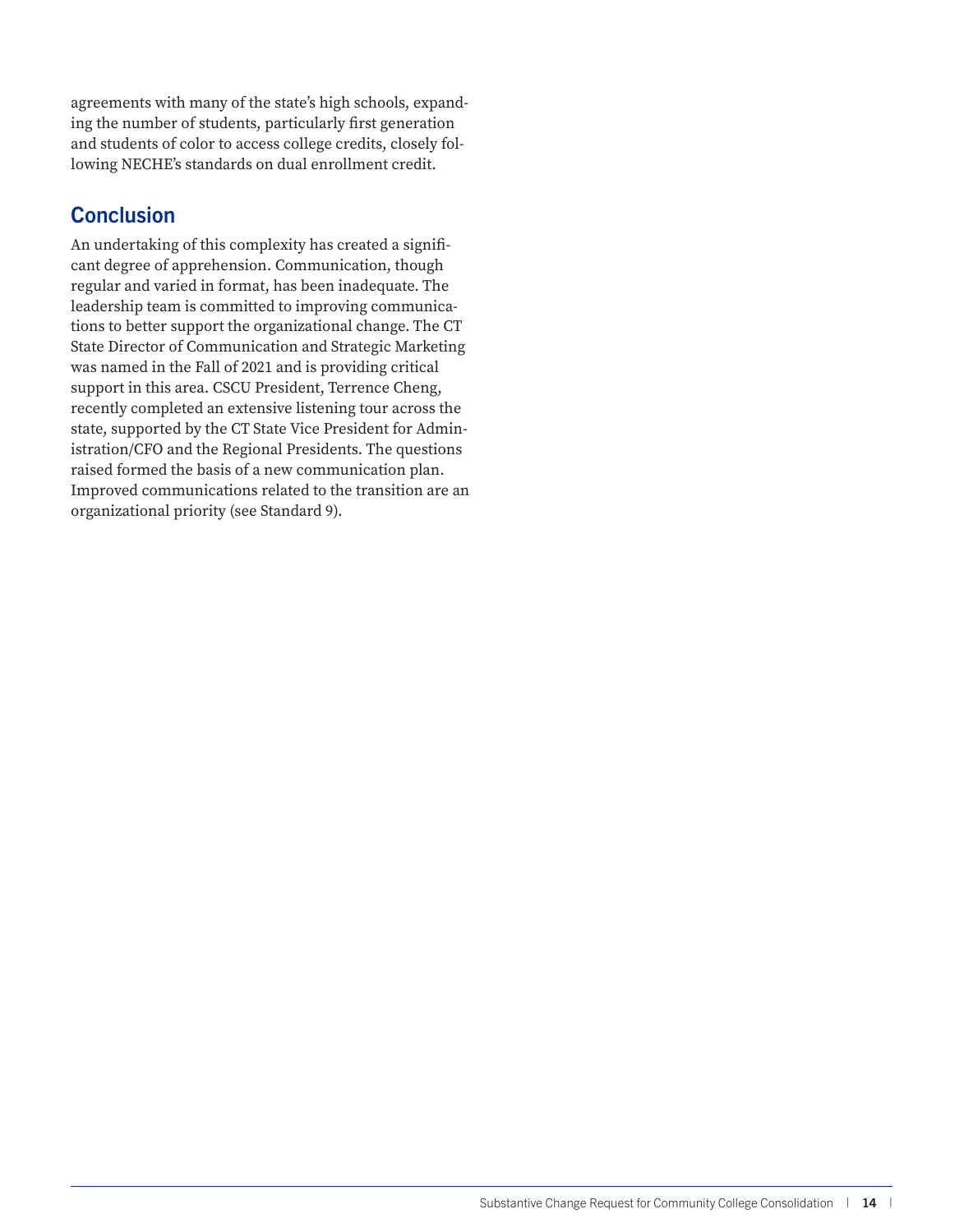agreements with many of the state's high schools, expanding the number of students, particularly first generation and students of color to access college credits, closely following NECHE's standards on dual enrollment credit.

## Conclusion

An undertaking of this complexity has created a significant degree of apprehension. Communication, though regular and varied in format, has been inadequate. The leadership team is committed to improving communications to better support the organizational change. The CT State Director of Communication and Strategic Marketing was named in the Fall of 2021 and is providing critical support in this area. CSCU President, Terrence Cheng, recently completed an extensive listening tour across the state, supported by the CT State Vice President for Administration/CFO and the Regional Presidents. The questions raised formed the basis of a new communication plan. Improved communications related to the transition are an organizational priority (see Standard 9).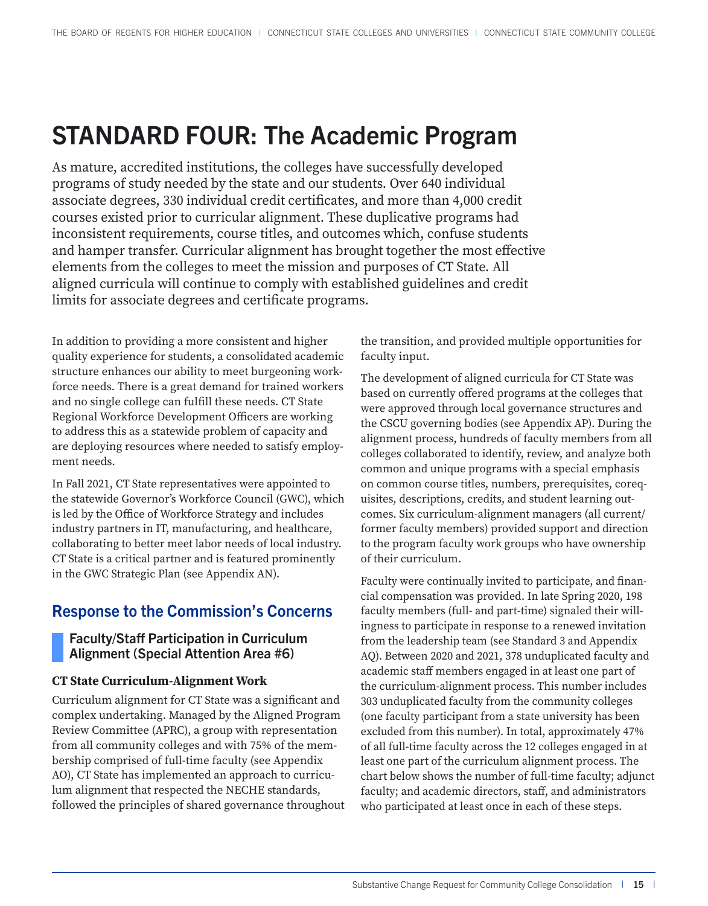# STANDARD FOUR: The Academic Program

As mature, accredited institutions, the colleges have successfully developed programs of study needed by the state and our students. Over 640 individual associate degrees, 330 individual credit certificates, and more than 4,000 credit courses existed prior to curricular alignment. These duplicative programs had inconsistent requirements, course titles, and outcomes which, confuse students and hamper transfer. Curricular alignment has brought together the most effective elements from the colleges to meet the mission and purposes of CT State. All aligned curricula will continue to comply with established guidelines and credit limits for associate degrees and certificate programs.

In addition to providing a more consistent and higher quality experience for students, a consolidated academic structure enhances our ability to meet burgeoning workforce needs. There is a great demand for trained workers and no single college can fulfill these needs. CT State Regional Workforce Development Officers are working to address this as a statewide problem of capacity and are deploying resources where needed to satisfy employment needs.

In Fall 2021, CT State representatives were appointed to the statewide Governor's Workforce Council (GWC), which is led by the Office of Workforce Strategy and includes industry partners in IT, manufacturing, and healthcare, collaborating to better meet labor needs of local industry. CT State is a critical partner and is featured prominently in the GWC Strategic Plan (see Appendix AN).

## Response to the Commission's Concerns

### Faculty/Staff Participation in Curriculum Alignment (Special Attention Area #6)

#### CT State Curriculum-Alignment Work

Curriculum alignment for CT State was a significant and complex undertaking. Managed by the Aligned Program Review Committee (APRC), a group with representation from all community colleges and with 75% of the membership comprised of full-time faculty (see Appendix AO), CT State has implemented an approach to curriculum alignment that respected the NECHE standards, followed the principles of shared governance throughout the transition, and provided multiple opportunities for faculty input.

The development of aligned curricula for CT State was based on currently offered programs at the colleges that were approved through local governance structures and the CSCU governing bodies (see Appendix AP). During the alignment process, hundreds of faculty members from all colleges collaborated to identify, review, and analyze both common and unique programs with a special emphasis on common course titles, numbers, prerequisites, corequisites, descriptions, credits, and student learning outcomes. Six curriculum-alignment managers (all current/former faculty members) provided support and direction to the program faculty work groups who have ownership of their curriculum.

Faculty were continually invited to participate, and financial compensation was provided. In late Spring 2020, 198 faculty members (full- and part-time) signaled their willingness to participate in response to a renewed invitation from the leadership team (see Standard 3 and Appendix AQ). Between 2020 and 2021, 378 unduplicated faculty and academic staff members engaged in at least one part of the curriculum-alignment process. This number includes 303 unduplicated faculty from the community colleges (one faculty participant from a state university has been excluded from this number). In total, approximately 47% of all full-time faculty across the 12 colleges engaged in at least one part of the curriculum alignment process. The chart below shows the number of full-time faculty; adjunct faculty; and academic directors, staff, and administrators who participated at least once in each of these steps.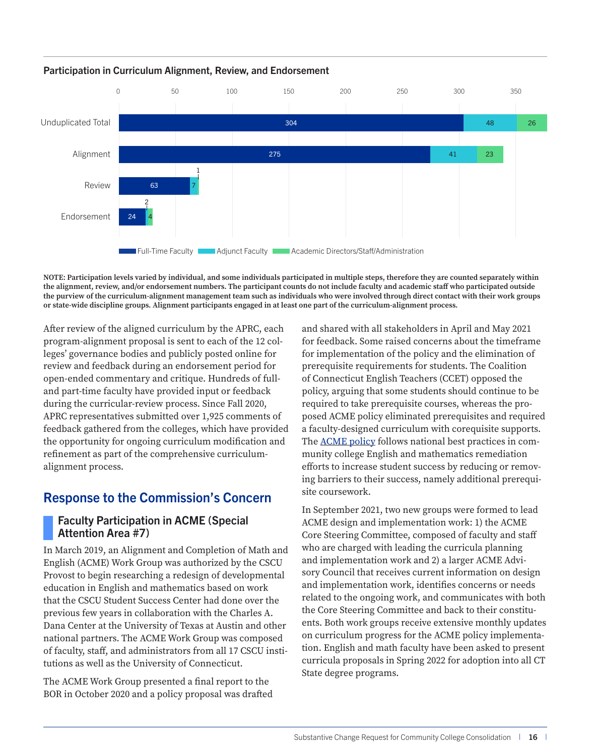**Participation in Curriculum Alignment, Review, and Endorsement**

| | Full-Time Faculty | Adjunct Faculty | Academic Directors/Staff/Administration |
|---|---|---|---|
| Unduplicated Total | 304 | 48 | 26 |
| Alignment | 275 | 41 | 23 |
| Review | 63 | 7 | 1 |
| Endorsement | 24 | 2 | 4 |

**NOTE: Participation levels varied by individual, and some individuals participated in multiple steps, therefore they are counted separately within the alignment, review, and/or endorsement numbers. The participant counts do not include faculty and academic staff who participated outside the purview of the curriculum-alignment management team such as individuals who were involved through direct contact with their work groups or state-wide discipline groups. Alignment participants engaged in at least one part of the curriculum-alignment process.**

After review of the aligned curriculum by the APRC, each program-alignment proposal is sent to each of the 12 colleges' governance bodies and publicly posted online for review and feedback during an endorsement period for open-ended commentary and critique. Hundreds of full- and part-time faculty have provided input or feedback during the curricular-review process. Since Fall 2020, APRC representatives submitted over 1,925 comments of feedback gathered from the colleges, which have provided the opportunity for ongoing curriculum modification and refinement as part of the comprehensive curriculum-alignment process.

## Response to the Commission's Concern

### Faculty Participation in ACME (Special Attention Area #7)

In March 2019, an Alignment and Completion of Math and English (ACME) Work Group was authorized by the CSCU Provost to begin researching a redesign of developmental education in English and mathematics based on work that the CSCU Student Success Center had done over the previous few years in collaboration with the Charles A. Dana Center at the University of Texas at Austin and other national partners. The ACME Work Group was composed of faculty, staff, and administrators from all 17 CSCU institutions as well as the University of Connecticut.

The ACME Work Group presented a final report to the BOR in October 2020 and a policy proposal was drafted and shared with all stakeholders in April and May 2021 for feedback. Some raised concerns about the timeframe for implementation of the policy and the elimination of prerequisite requirements for students. The Coalition of Connecticut English Teachers (CCET) opposed the policy, arguing that some students should continue to be required to take prerequisite courses, whereas the proposed ACME policy eliminated prerequisites and required a faculty-designed curriculum with corequisite supports. The ACME policy follows national best practices in community college English and mathematics remediation efforts to increase student success by reducing or removing barriers to their success, namely additional prerequisite coursework.

In September 2021, two new groups were formed to lead ACME design and implementation work: 1) the ACME Core Steering Committee, composed of faculty and staff who are charged with leading the curricula planning and implementation work and 2) a larger ACME Advisory Council that receives current information on design and implementation work, identifies concerns or needs related to the ongoing work, and communicates with both the Core Steering Committee and back to their constituents. Both work groups receive extensive monthly updates on curriculum progress for the ACME policy implementation. English and math faculty have been asked to present curricula proposals in Spring 2022 for adoption into all CT State degree programs.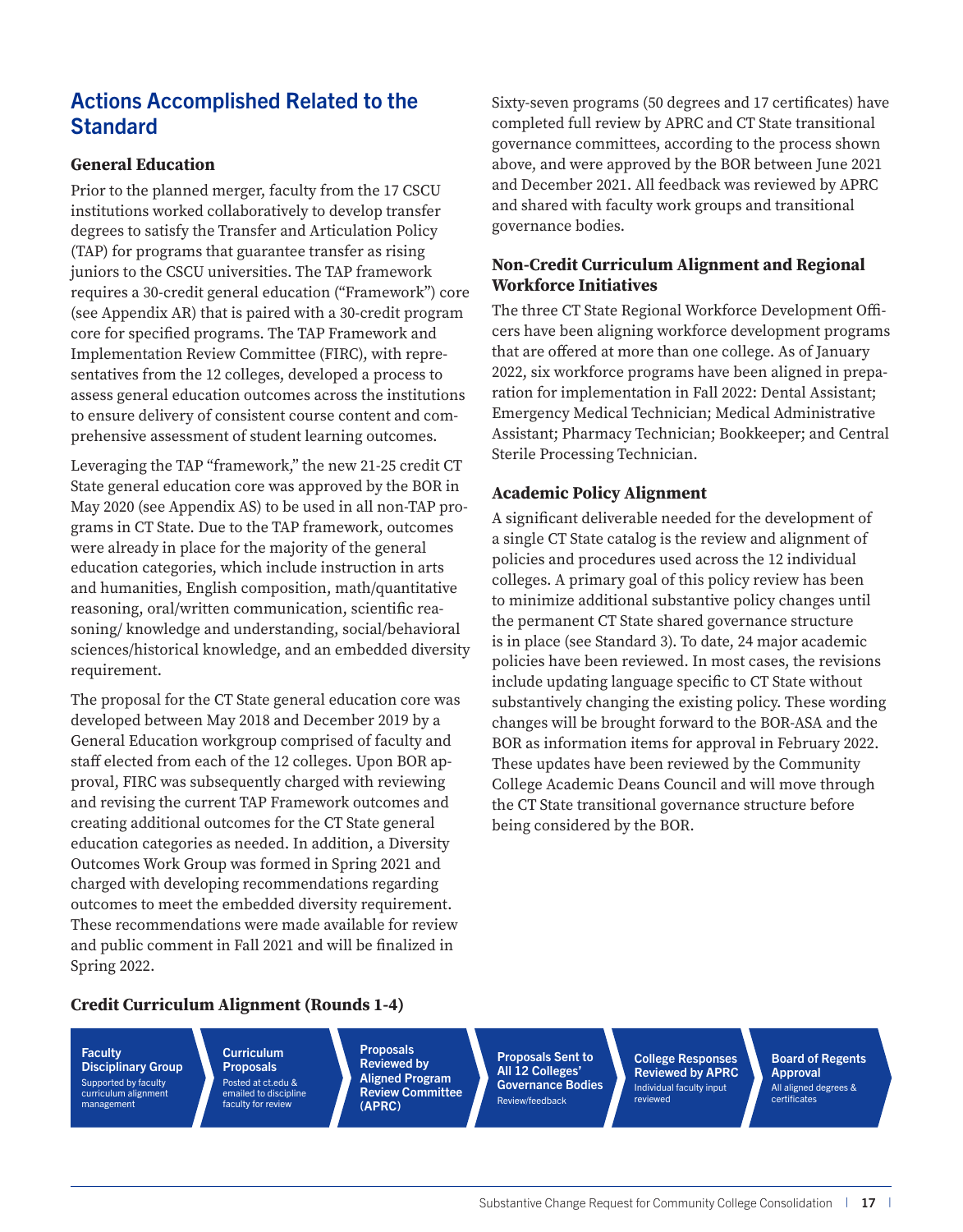## Actions Accomplished Related to the Standard

### General Education

Prior to the planned merger, faculty from the 17 CSCU institutions worked collaboratively to develop transfer degrees to satisfy the Transfer and Articulation Policy (TAP) for programs that guarantee transfer as rising juniors to the CSCU universities. The TAP framework requires a 30-credit general education ("Framework") core (see Appendix AR) that is paired with a 30-credit program core for specified programs. The TAP Framework and Implementation Review Committee (FIRC), with representatives from the 12 colleges, developed a process to assess general education outcomes across the institutions to ensure delivery of consistent course content and comprehensive assessment of student learning outcomes.

Leveraging the TAP "framework," the new 21-25 credit CT State general education core was approved by the BOR in May 2020 (see Appendix AS) to be used in all non-TAP programs in CT State. Due to the TAP framework, outcomes were already in place for the majority of the general education categories, which include instruction in arts and humanities, English composition, math/quantitative reasoning, oral/written communication, scientific reasoning/ knowledge and understanding, social/behavioral sciences/historical knowledge, and an embedded diversity requirement.

The proposal for the CT State general education core was developed between May 2018 and December 2019 by a General Education workgroup comprised of faculty and staff elected from each of the 12 colleges. Upon BOR approval, FIRC was subsequently charged with reviewing and revising the current TAP Framework outcomes and creating additional outcomes for the CT State general education categories as needed. In addition, a Diversity Outcomes Work Group was formed in Spring 2021 and charged with developing recommendations regarding outcomes to meet the embedded diversity requirement. These recommendations were made available for review and public comment in Fall 2021 and will be finalized in Spring 2022.

### Credit Curriculum Alignment (Rounds 1-4)

1. **Faculty Disciplinary Group** – Supported by faculty curriculum alignment management
2. **Curriculum Proposals** – Posted at ct.edu & emailed to discipline faculty for review
3. **Proposals Reviewed by Aligned Program Review Committee (APRC)**
4. **Proposals Sent to All 12 Colleges' Governance Bodies** – Review/feedback
5. **College Responses Reviewed by APRC** – Individual faculty input reviewed
6. **Board of Regents Approval** – All aligned degrees & certificates

Sixty-seven programs (50 degrees and 17 certificates) have completed full review by APRC and CT State transitional governance committees, according to the process shown above, and were approved by the BOR between June 2021 and December 2021. All feedback was reviewed by APRC and shared with faculty work groups and transitional governance bodies.

### Non-Credit Curriculum Alignment and Regional Workforce Initiatives

The three CT State Regional Workforce Development Officers have been aligning workforce development programs that are offered at more than one college. As of January 2022, six workforce programs have been aligned in preparation for implementation in Fall 2022: Dental Assistant; Emergency Medical Technician; Medical Administrative Assistant; Pharmacy Technician; Bookkeeper; and Central Sterile Processing Technician.

### Academic Policy Alignment

A significant deliverable needed for the development of a single CT State catalog is the review and alignment of policies and procedures used across the 12 individual colleges. A primary goal of this policy review has been to minimize additional substantive policy changes until the permanent CT State shared governance structure is in place (see Standard 3). To date, 24 major academic policies have been reviewed. In most cases, the revisions include updating language specific to CT State without substantively changing the existing policy. These wording changes will be brought forward to the BOR-ASA and the BOR as information items for approval in February 2022. These updates have been reviewed by the Community College Academic Deans Council and will move through the CT State transitional governance structure before being considered by the BOR.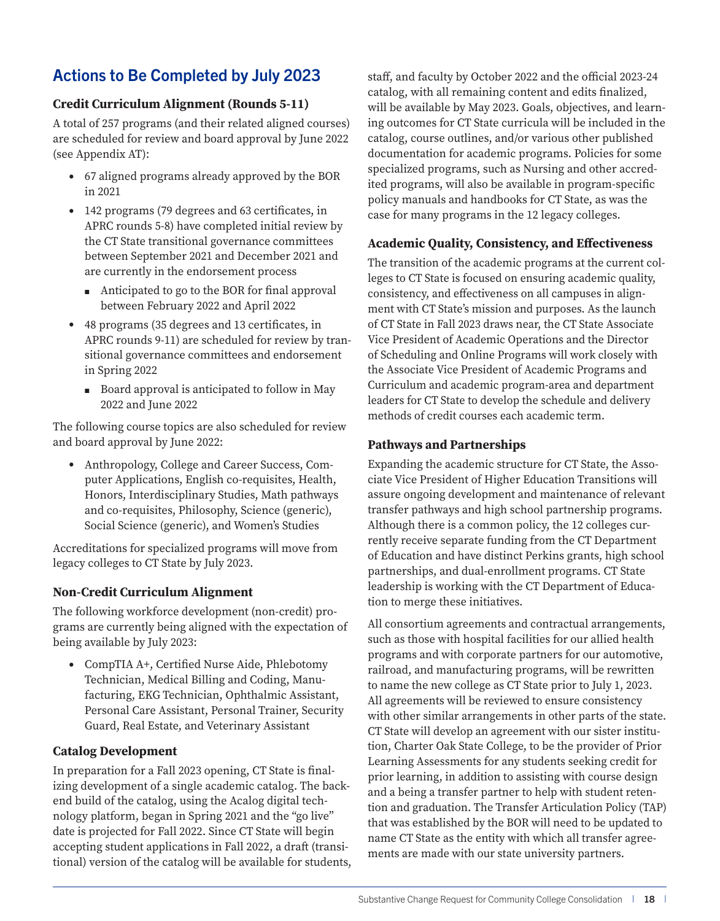## Actions to Be Completed by July 2023

### Credit Curriculum Alignment (Rounds 5-11)

A total of 257 programs (and their related aligned courses) are scheduled for review and board approval by June 2022 (see Appendix AT):

- 67 aligned programs already approved by the BOR in 2021
- 142 programs (79 degrees and 63 certificates, in APRC rounds 5-8) have completed initial review by the CT State transitional governance committees between September 2021 and December 2021 and are currently in the endorsement process
  - Anticipated to go to the BOR for final approval between February 2022 and April 2022
- 48 programs (35 degrees and 13 certificates, in APRC rounds 9-11) are scheduled for review by transitional governance committees and endorsement in Spring 2022
  - Board approval is anticipated to follow in May 2022 and June 2022

The following course topics are also scheduled for review and board approval by June 2022:

- Anthropology, College and Career Success, Computer Applications, English co-requisites, Health, Honors, Interdisciplinary Studies, Math pathways and co-requisites, Philosophy, Science (generic), Social Science (generic), and Women's Studies

Accreditations for specialized programs will move from legacy colleges to CT State by July 2023.

### Non-Credit Curriculum Alignment

The following workforce development (non-credit) programs are currently being aligned with the expectation of being available by July 2023:

- CompTIA A+, Certified Nurse Aide, Phlebotomy Technician, Medical Billing and Coding, Manufacturing, EKG Technician, Ophthalmic Assistant, Personal Care Assistant, Personal Trainer, Security Guard, Real Estate, and Veterinary Assistant

### Catalog Development

In preparation for a Fall 2023 opening, CT State is finalizing development of a single academic catalog. The backend build of the catalog, using the Acalog digital technology platform, began in Spring 2021 and the "go live" date is projected for Fall 2022. Since CT State will begin accepting student applications in Fall 2022, a draft (transitional) version of the catalog will be available for students, staff, and faculty by October 2022 and the official 2023-24 catalog, with all remaining content and edits finalized, will be available by May 2023. Goals, objectives, and learning outcomes for CT State curricula will be included in the catalog, course outlines, and/or various other published documentation for academic programs. Policies for some specialized programs, such as Nursing and other accredited programs, will also be available in program-specific policy manuals and handbooks for CT State, as was the case for many programs in the 12 legacy colleges.

### Academic Quality, Consistency, and Effectiveness

The transition of the academic programs at the current colleges to CT State is focused on ensuring academic quality, consistency, and effectiveness on all campuses in alignment with CT State's mission and purposes. As the launch of CT State in Fall 2023 draws near, the CT State Associate Vice President of Academic Operations and the Director of Scheduling and Online Programs will work closely with the Associate Vice President of Academic Programs and Curriculum and academic program-area and department leaders for CT State to develop the schedule and delivery methods of credit courses each academic term.

### Pathways and Partnerships

Expanding the academic structure for CT State, the Associate Vice President of Higher Education Transitions will assure ongoing development and maintenance of relevant transfer pathways and high school partnership programs. Although there is a common policy, the 12 colleges currently receive separate funding from the CT Department of Education and have distinct Perkins grants, high school partnerships, and dual-enrollment programs. CT State leadership is working with the CT Department of Education to merge these initiatives.

All consortium agreements and contractual arrangements, such as those with hospital facilities for our allied health programs and with corporate partners for our automotive, railroad, and manufacturing programs, will be rewritten to name the new college as CT State prior to July 1, 2023. All agreements will be reviewed to ensure consistency with other similar arrangements in other parts of the state. CT State will develop an agreement with our sister institution, Charter Oak State College, to be the provider of Prior Learning Assessments for any students seeking credit for prior learning, in addition to assisting with course design and a being a transfer partner to help with student retention and graduation. The Transfer Articulation Policy (TAP) that was established by the BOR will need to be updated to name CT State as the entity with which all transfer agreements are made with our state university partners.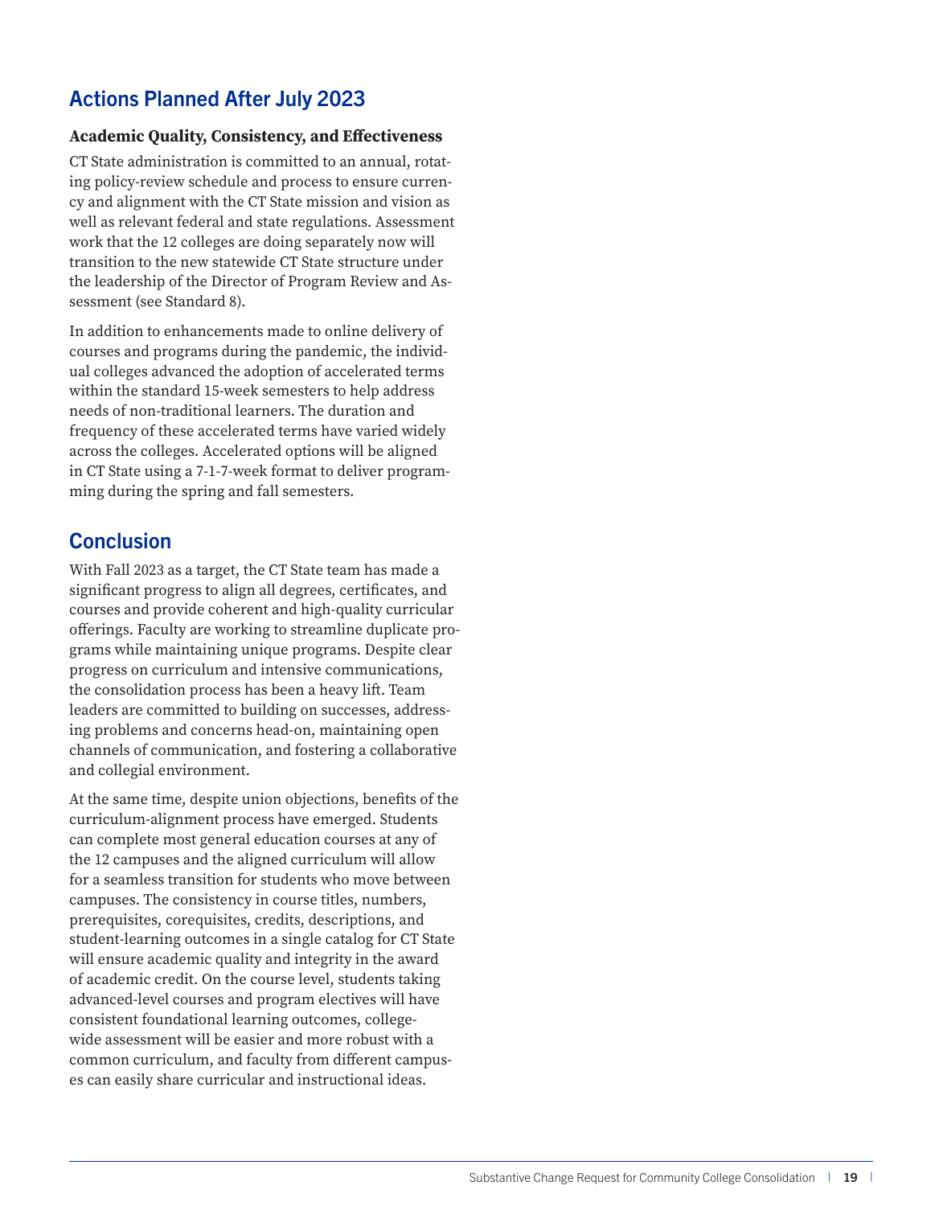## Actions Planned After July 2023

### Academic Quality, Consistency, and Effectiveness

CT State administration is committed to an annual, rotating policy-review schedule and process to ensure currency and alignment with the CT State mission and vision as well as relevant federal and state regulations. Assessment work that the 12 colleges are doing separately now will transition to the new statewide CT State structure under the leadership of the Director of Program Review and Assessment (see Standard 8).

In addition to enhancements made to online delivery of courses and programs during the pandemic, the individual colleges advanced the adoption of accelerated terms within the standard 15-week semesters to help address needs of non-traditional learners. The duration and frequency of these accelerated terms have varied widely across the colleges. Accelerated options will be aligned in CT State using a 7-1-7-week format to deliver programming during the spring and fall semesters.

## Conclusion

With Fall 2023 as a target, the CT State team has made a significant progress to align all degrees, certificates, and courses and provide coherent and high-quality curricular offerings. Faculty are working to streamline duplicate programs while maintaining unique programs. Despite clear progress on curriculum and intensive communications, the consolidation process has been a heavy lift. Team leaders are committed to building on successes, addressing problems and concerns head-on, maintaining open channels of communication, and fostering a collaborative and collegial environment.

At the same time, despite union objections, benefits of the curriculum-alignment process have emerged. Students can complete most general education courses at any of the 12 campuses and the aligned curriculum will allow for a seamless transition for students who move between campuses. The consistency in course titles, numbers, prerequisites, corequisites, credits, descriptions, and student-learning outcomes in a single catalog for CT State will ensure academic quality and integrity in the award of academic credit. On the course level, students taking advanced-level courses and program electives will have consistent foundational learning outcomes, college-wide assessment will be easier and more robust with a common curriculum, and faculty from different campuses can easily share curricular and instructional ideas.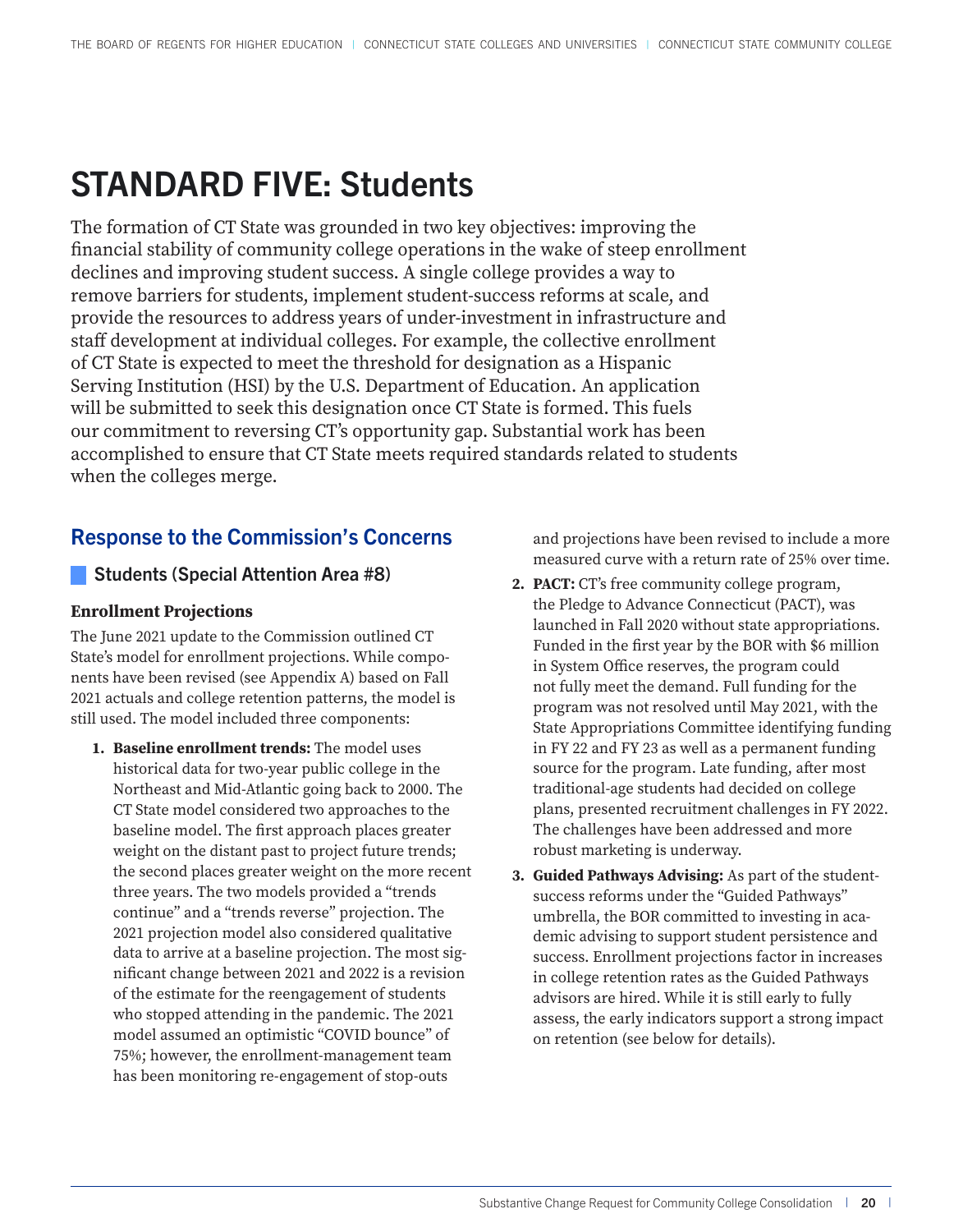# STANDARD FIVE: Students

The formation of CT State was grounded in two key objectives: improving the financial stability of community college operations in the wake of steep enrollment declines and improving student success. A single college provides a way to remove barriers for students, implement student-success reforms at scale, and provide the resources to address years of under-investment in infrastructure and staff development at individual colleges. For example, the collective enrollment of CT State is expected to meet the threshold for designation as a Hispanic Serving Institution (HSI) by the U.S. Department of Education. An application will be submitted to seek this designation once CT State is formed. This fuels our commitment to reversing CT's opportunity gap. Substantial work has been accomplished to ensure that CT State meets required standards related to students when the colleges merge.

## Response to the Commission's Concerns

### Students (Special Attention Area #8)

#### Enrollment Projections

The June 2021 update to the Commission outlined CT State's model for enrollment projections. While components have been revised (see Appendix A) based on Fall 2021 actuals and college retention patterns, the model is still used. The model included three components:

1. **Baseline enrollment trends:** The model uses historical data for two-year public college in the Northeast and Mid-Atlantic going back to 2000. The CT State model considered two approaches to the baseline model. The first approach places greater weight on the distant past to project future trends; the second places greater weight on the more recent three years. The two models provided a "trends continue" and a "trends reverse" projection. The 2021 projection model also considered qualitative data to arrive at a baseline projection. The most significant change between 2021 and 2022 is a revision of the estimate for the reengagement of students who stopped attending in the pandemic. The 2021 model assumed an optimistic "COVID bounce" of 75%; however, the enrollment-management team has been monitoring re-engagement of stop-outs and projections have been revised to include a more measured curve with a return rate of 25% over time.
2. **PACT:** CT's free community college program, the Pledge to Advance Connecticut (PACT), was launched in Fall 2020 without state appropriations. Funded in the first year by the BOR with $6 million in System Office reserves, the program could not fully meet the demand. Full funding for the program was not resolved until May 2021, with the State Appropriations Committee identifying funding in FY 22 and FY 23 as well as a permanent funding source for the program. Late funding, after most traditional-age students had decided on college plans, presented recruitment challenges in FY 2022. The challenges have been addressed and more robust marketing is underway.
3. **Guided Pathways Advising:** As part of the student-success reforms under the "Guided Pathways" umbrella, the BOR committed to investing in academic advising to support student persistence and success. Enrollment projections factor in increases in college retention rates as the Guided Pathways advisors are hired. While it is still early to fully assess, the early indicators support a strong impact on retention (see below for details).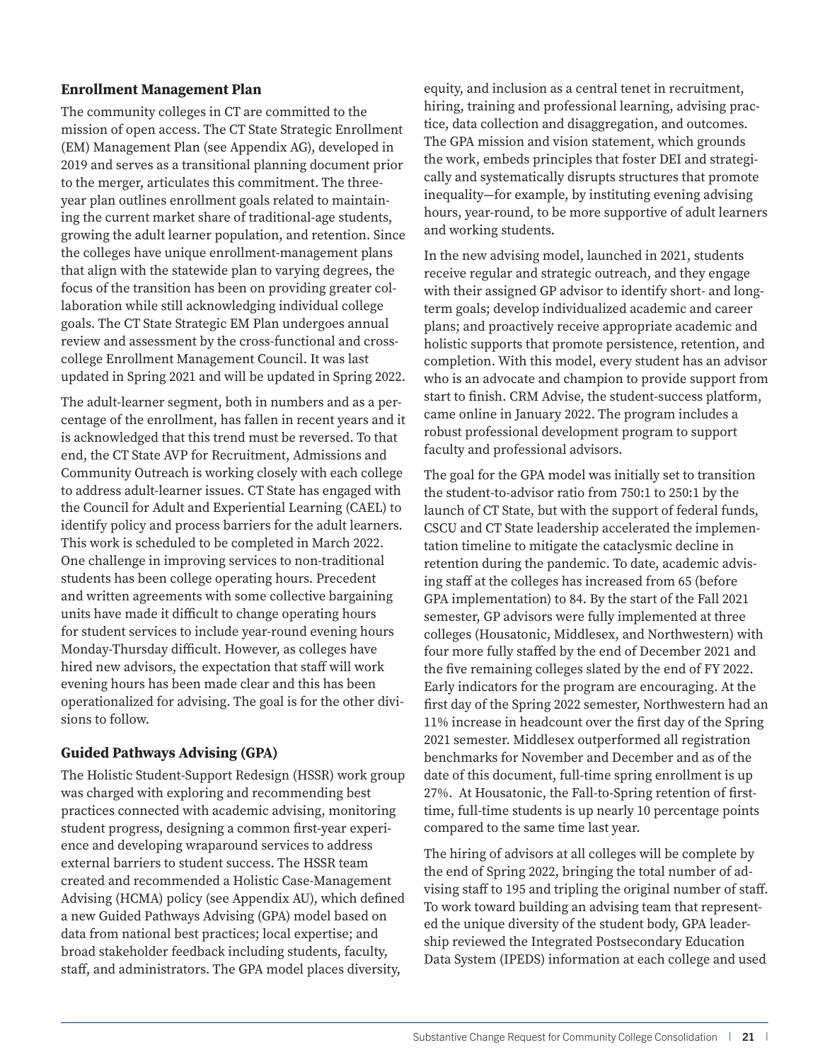### Enrollment Management Plan

The community colleges in CT are committed to the mission of open access. The CT State Strategic Enrollment (EM) Management Plan (see Appendix AG), developed in 2019 and serves as a transitional planning document prior to the merger, articulates this commitment. The three-year plan outlines enrollment goals related to maintaining the current market share of traditional-age students, growing the adult learner population, and retention. Since the colleges have unique enrollment-management plans that align with the statewide plan to varying degrees, the focus of the transition has been on providing greater collaboration while still acknowledging individual college goals. The CT State Strategic EM Plan undergoes annual review and assessment by the cross-functional and cross-college Enrollment Management Council. It was last updated in Spring 2021 and will be updated in Spring 2022.

The adult-learner segment, both in numbers and as a percentage of the enrollment, has fallen in recent years and it is acknowledged that this trend must be reversed. To that end, the CT State AVP for Recruitment, Admissions and Community Outreach is working closely with each college to address adult-learner issues. CT State has engaged with the Council for Adult and Experiential Learning (CAEL) to identify policy and process barriers for the adult learners. This work is scheduled to be completed in March 2022. One challenge in improving services to non-traditional students has been college operating hours. Precedent and written agreements with some collective bargaining units have made it difficult to change operating hours for student services to include year-round evening hours Monday-Thursday difficult. However, as colleges have hired new advisors, the expectation that staff will work evening hours has been made clear and this has been operationalized for advising. The goal is for the other divisions to follow.

### Guided Pathways Advising (GPA)

The Holistic Student-Support Redesign (HSSR) work group was charged with exploring and recommending best practices connected with academic advising, monitoring student progress, designing a common first-year experience and developing wraparound services to address external barriers to student success. The HSSR team created and recommended a Holistic Case-Management Advising (HCMA) policy (see Appendix AU), which defined a new Guided Pathways Advising (GPA) model based on data from national best practices; local expertise; and broad stakeholder feedback including students, faculty, staff, and administrators. The GPA model places diversity, equity, and inclusion as a central tenet in recruitment, hiring, training and professional learning, advising practice, data collection and disaggregation, and outcomes. The GPA mission and vision statement, which grounds the work, embeds principles that foster DEI and strategically and systematically disrupts structures that promote inequality—for example, by instituting evening advising hours, year-round, to be more supportive of adult learners and working students.

In the new advising model, launched in 2021, students receive regular and strategic outreach, and they engage with their assigned GP advisor to identify short- and long-term goals; develop individualized academic and career plans; and proactively receive appropriate academic and holistic supports that promote persistence, retention, and completion. With this model, every student has an advisor who is an advocate and champion to provide support from start to finish. CRM Advise, the student-success platform, came online in January 2022. The program includes a robust professional development program to support faculty and professional advisors.

The goal for the GPA model was initially set to transition the student-to-advisor ratio from 750:1 to 250:1 by the launch of CT State, but with the support of federal funds, CSCU and CT State leadership accelerated the implementation timeline to mitigate the cataclysmic decline in retention during the pandemic. To date, academic advising staff at the colleges has increased from 65 (before GPA implementation) to 84. By the start of the Fall 2021 semester, GP advisors were fully implemented at three colleges (Housatonic, Middlesex, and Northwestern) with four more fully staffed by the end of December 2021 and the five remaining colleges slated by the end of FY 2022. Early indicators for the program are encouraging. At the first day of the Spring 2022 semester, Northwestern had an 11% increase in headcount over the first day of the Spring 2021 semester. Middlesex outperformed all registration benchmarks for November and December and as of the date of this document, full-time spring enrollment is up 27%. At Housatonic, the Fall-to-Spring retention of first-time, full-time students is up nearly 10 percentage points compared to the same time last year.

The hiring of advisors at all colleges will be complete by the end of Spring 2022, bringing the total number of advising staff to 195 and tripling the original number of staff. To work toward building an advising team that represented the unique diversity of the student body, GPA leadership reviewed the Integrated Postsecondary Education Data System (IPEDS) information at each college and used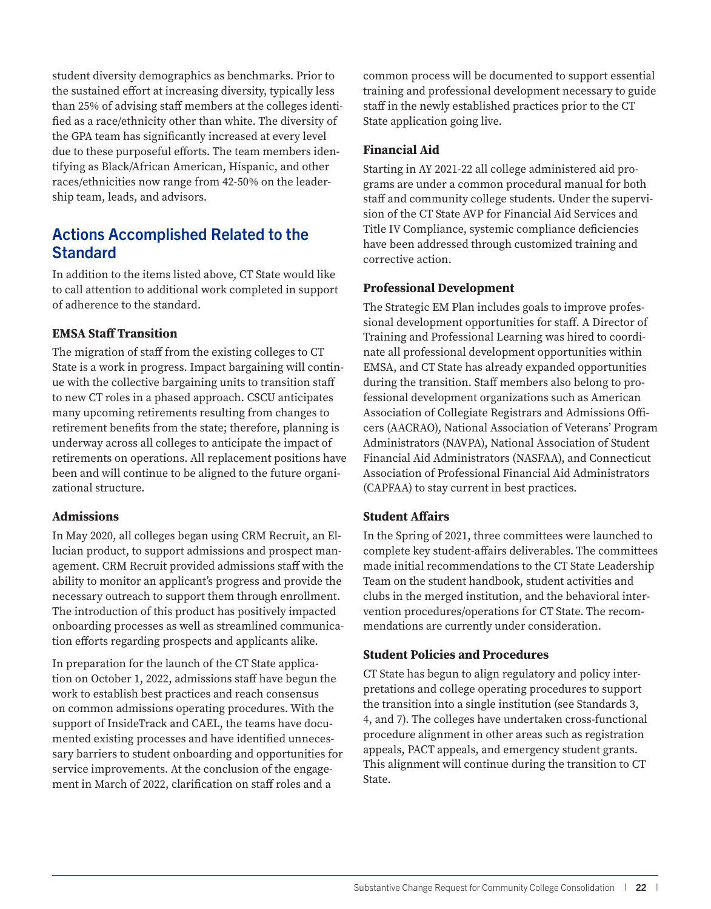student diversity demographics as benchmarks. Prior to the sustained effort at increasing diversity, typically less than 25% of advising staff members at the colleges identified as a race/ethnicity other than white. The diversity of the GPA team has significantly increased at every level due to these purposeful efforts. The team members identifying as Black/African American, Hispanic, and other races/ethnicities now range from 42-50% on the leadership team, leads, and advisors.

## Actions Accomplished Related to the Standard

In addition to the items listed above, CT State would like to call attention to additional work completed in support of adherence to the standard.

### EMSA Staff Transition

The migration of staff from the existing colleges to CT State is a work in progress. Impact bargaining will continue with the collective bargaining units to transition staff to new CT roles in a phased approach. CSCU anticipates many upcoming retirements resulting from changes to retirement benefits from the state; therefore, planning is underway across all colleges to anticipate the impact of retirements on operations. All replacement positions have been and will continue to be aligned to the future organizational structure.

### Admissions

In May 2020, all colleges began using CRM Recruit, an Ellucian product, to support admissions and prospect management. CRM Recruit provided admissions staff with the ability to monitor an applicant's progress and provide the necessary outreach to support them through enrollment. The introduction of this product has positively impacted onboarding processes as well as streamlined communication efforts regarding prospects and applicants alike.

In preparation for the launch of the CT State application on October 1, 2022, admissions staff have begun the work to establish best practices and reach consensus on common admissions operating procedures. With the support of InsideTrack and CAEL, the teams have documented existing processes and have identified unnecessary barriers to student onboarding and opportunities for service improvements. At the conclusion of the engagement in March of 2022, clarification on staff roles and a common process will be documented to support essential training and professional development necessary to guide staff in the newly established practices prior to the CT State application going live.

### Financial Aid

Starting in AY 2021-22 all college administered aid programs are under a common procedural manual for both staff and community college students. Under the supervision of the CT State AVP for Financial Aid Services and Title IV Compliance, systemic compliance deficiencies have been addressed through customized training and corrective action.

### Professional Development

The Strategic EM Plan includes goals to improve professional development opportunities for staff. A Director of Training and Professional Learning was hired to coordinate all professional development opportunities within EMSA, and CT State has already expanded opportunities during the transition. Staff members also belong to professional development organizations such as American Association of Collegiate Registrars and Admissions Officers (AACRAO), National Association of Veterans' Program Administrators (NAVPA), National Association of Student Financial Aid Administrators (NASFAA), and Connecticut Association of Professional Financial Aid Administrators (CAPFAA) to stay current in best practices.

### Student Affairs

In the Spring of 2021, three committees were launched to complete key student-affairs deliverables. The committees made initial recommendations to the CT State Leadership Team on the student handbook, student activities and clubs in the merged institution, and the behavioral intervention procedures/operations for CT State. The recommendations are currently under consideration.

### Student Policies and Procedures

CT State has begun to align regulatory and policy interpretations and college operating procedures to support the transition into a single institution (see Standards 3, 4, and 7). The colleges have undertaken cross-functional procedure alignment in other areas such as registration appeals, PACT appeals, and emergency student grants. This alignment will continue during the transition to CT State.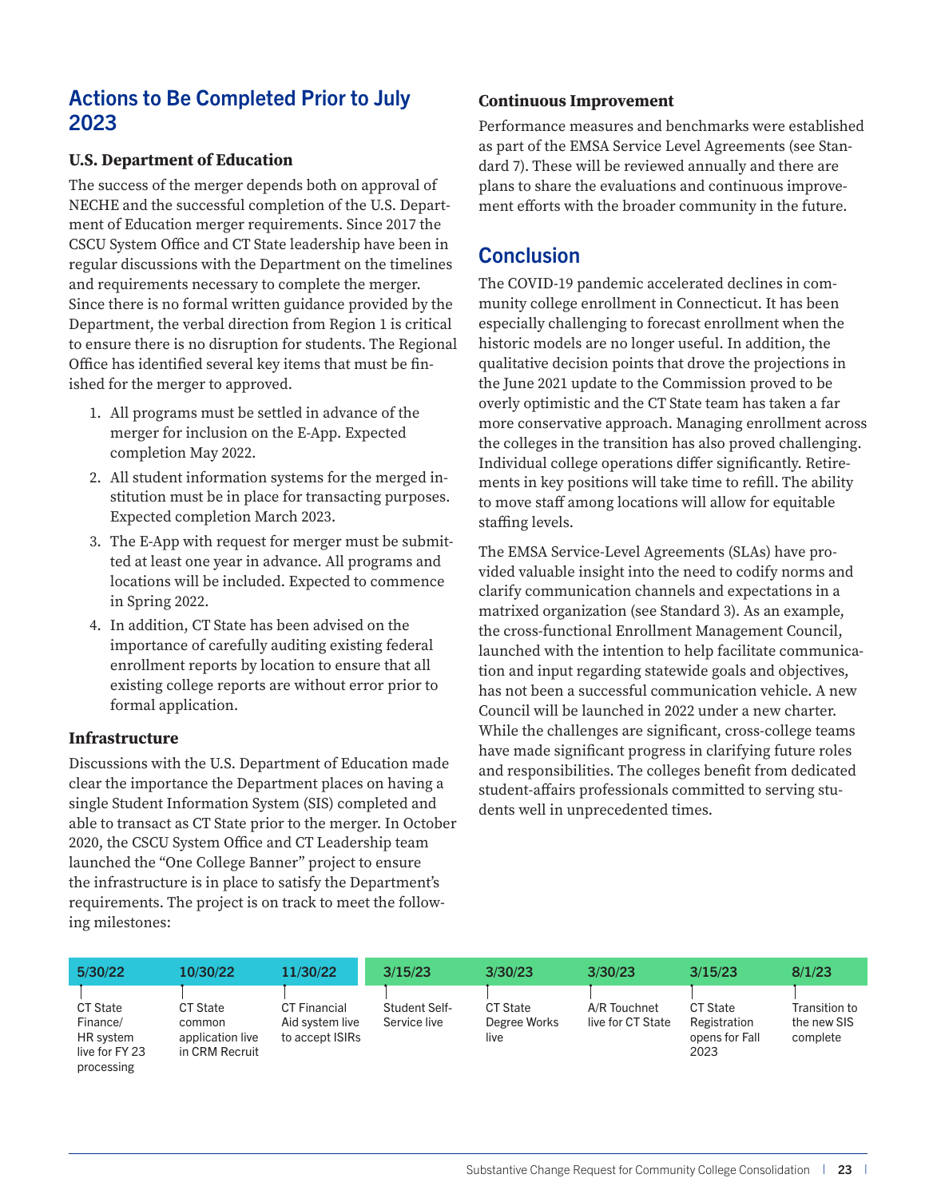## Actions to Be Completed Prior to July 2023

### U.S. Department of Education

The success of the merger depends both on approval of NECHE and the successful completion of the U.S. Department of Education merger requirements. Since 2017 the CSCU System Office and CT State leadership have been in regular discussions with the Department on the timelines and requirements necessary to complete the merger. Since there is no formal written guidance provided by the Department, the verbal direction from Region 1 is critical to ensure there is no disruption for students. The Regional Office has identified several key items that must be finished for the merger to approved.

1. All programs must be settled in advance of the merger for inclusion on the E-App. Expected completion May 2022.
2. All student information systems for the merged institution must be in place for transacting purposes. Expected completion March 2023.
3. The E-App with request for merger must be submitted at least one year in advance. All programs and locations will be included. Expected to commence in Spring 2022.
4. In addition, CT State has been advised on the importance of carefully auditing existing federal enrollment reports by location to ensure that all existing college reports are without error prior to formal application.

### Infrastructure

Discussions with the U.S. Department of Education made clear the importance the Department places on having a single Student Information System (SIS) completed and able to transact as CT State prior to the merger. In October 2020, the CSCU System Office and CT Leadership team launched the "One College Banner" project to ensure the infrastructure is in place to satisfy the Department's requirements. The project is on track to meet the following milestones:

| 5/30/22 | 10/30/22 | 11/30/22 | 3/15/23 | 3/30/23 | 3/30/23 | 3/15/23 | 8/1/23 |
|---|---|---|---|---|---|---|---|
| CT State Finance/ HR system live for FY 23 processing | CT State common application live in CRM Recruit | CT Financial Aid system live to accept ISIRs | Student Self-Service live | CT State Degree Works live | A/R Touchnet live for CT State | CT State Registration opens for Fall 2023 | Transition to the new SIS complete |

### Continuous Improvement

Performance measures and benchmarks were established as part of the EMSA Service Level Agreements (see Standard 7). These will be reviewed annually and there are plans to share the evaluations and continuous improvement efforts with the broader community in the future.

## Conclusion

The COVID-19 pandemic accelerated declines in community college enrollment in Connecticut. It has been especially challenging to forecast enrollment when the historic models are no longer useful. In addition, the qualitative decision points that drove the projections in the June 2021 update to the Commission proved to be overly optimistic and the CT State team has taken a far more conservative approach. Managing enrollment across the colleges in the transition has also proved challenging. Individual college operations differ significantly. Retirements in key positions will take time to refill. The ability to move staff among locations will allow for equitable staffing levels.

The EMSA Service-Level Agreements (SLAs) have provided valuable insight into the need to codify norms and clarify communication channels and expectations in a matrixed organization (see Standard 3). As an example, the cross-functional Enrollment Management Council, launched with the intention to help facilitate communication and input regarding statewide goals and objectives, has not been a successful communication vehicle. A new Council will be launched in 2022 under a new charter. While the challenges are significant, cross-college teams have made significant progress in clarifying future roles and responsibilities. The colleges benefit from dedicated student-affairs professionals committed to serving students well in unprecedented times.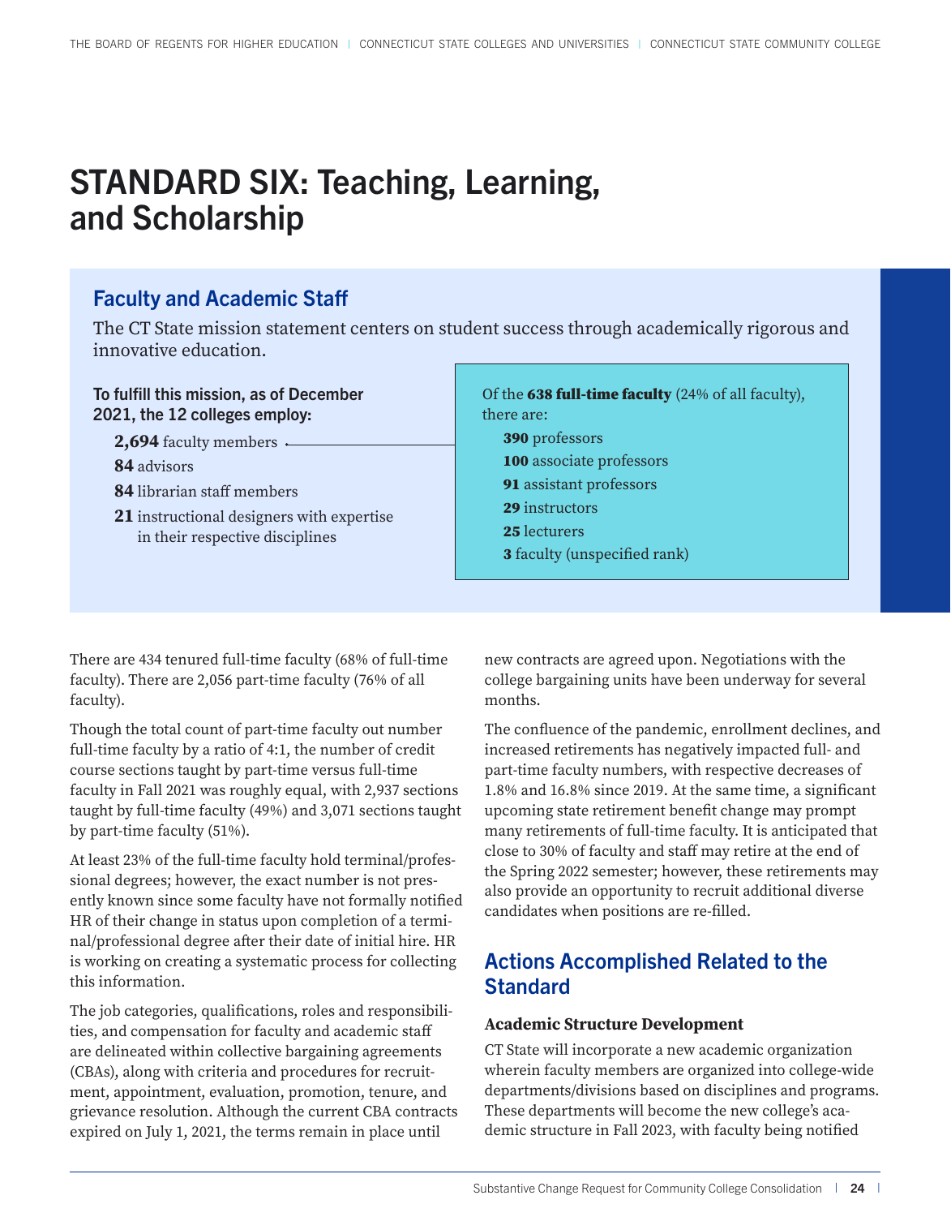# STANDARD SIX: Teaching, Learning, and Scholarship

## Faculty and Academic Staff

The CT State mission statement centers on student success through academically rigorous and innovative education.

**To fulfill this mission, as of December 2021, the 12 colleges employ:**

- **2,694** faculty members
- **84** advisors
- **84** librarian staff members
- **21** instructional designers with expertise in their respective disciplines

Of the **638 full-time faculty** (24% of all faculty), there are:

- **390** professors
- **100** associate professors
- **91** assistant professors
- **29** instructors
- **25** lecturers
- **3** faculty (unspecified rank)

There are 434 tenured full-time faculty (68% of full-time faculty). There are 2,056 part-time faculty (76% of all faculty).

Though the total count of part-time faculty out number full-time faculty by a ratio of 4:1, the number of credit course sections taught by part-time versus full-time faculty in Fall 2021 was roughly equal, with 2,937 sections taught by full-time faculty (49%) and 3,071 sections taught by part-time faculty (51%).

At least 23% of the full-time faculty hold terminal/professional degrees; however, the exact number is not presently known since some faculty have not formally notified HR of their change in status upon completion of a terminal/professional degree after their date of initial hire. HR is working on creating a systematic process for collecting this information.

The job categories, qualifications, roles and responsibilities, and compensation for faculty and academic staff are delineated within collective bargaining agreements (CBAs), along with criteria and procedures for recruitment, appointment, evaluation, promotion, tenure, and grievance resolution. Although the current CBA contracts expired on July 1, 2021, the terms remain in place until new contracts are agreed upon. Negotiations with the college bargaining units have been underway for several months.

The confluence of the pandemic, enrollment declines, and increased retirements has negatively impacted full- and part-time faculty numbers, with respective decreases of 1.8% and 16.8% since 2019. At the same time, a significant upcoming state retirement benefit change may prompt many retirements of full-time faculty. It is anticipated that close to 30% of faculty and staff may retire at the end of the Spring 2022 semester; however, these retirements may also provide an opportunity to recruit additional diverse candidates when positions are re-filled.

## Actions Accomplished Related to the Standard

### Academic Structure Development

CT State will incorporate a new academic organization wherein faculty members are organized into college-wide departments/divisions based on disciplines and programs. These departments will become the new college's academic structure in Fall 2023, with faculty being notified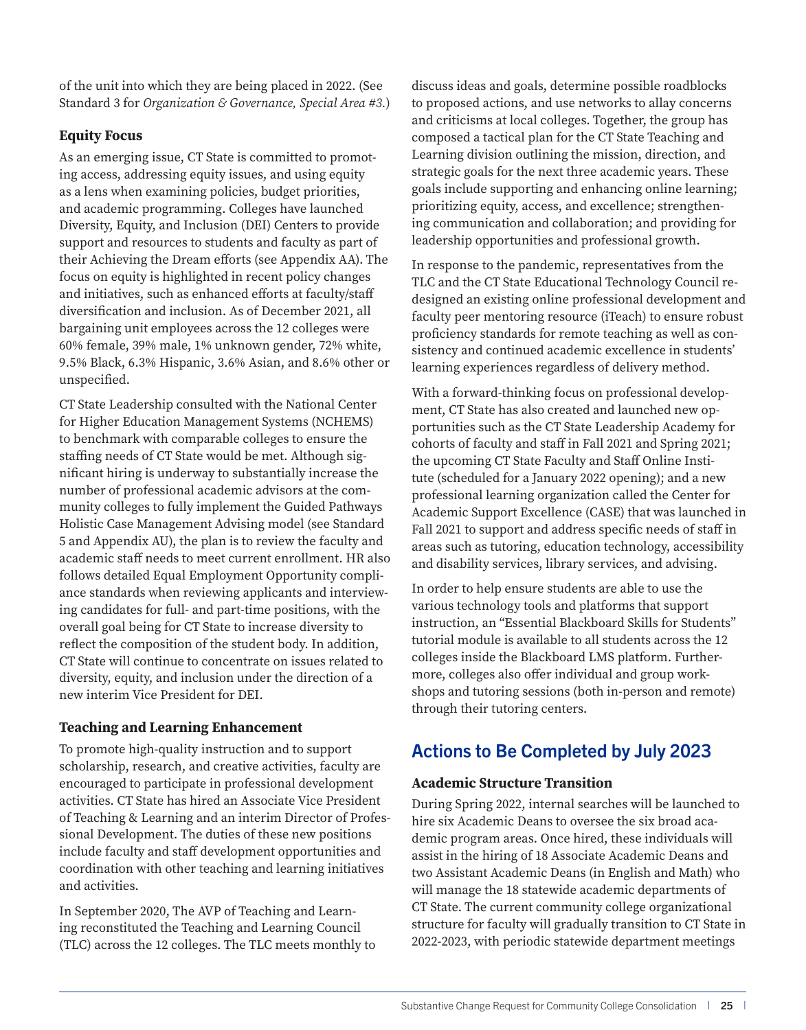of the unit into which they are being placed in 2022. (See Standard 3 for *Organization & Governance, Special Area #3.*)

### Equity Focus

As an emerging issue, CT State is committed to promoting access, addressing equity issues, and using equity as a lens when examining policies, budget priorities, and academic programming. Colleges have launched Diversity, Equity, and Inclusion (DEI) Centers to provide support and resources to students and faculty as part of their Achieving the Dream efforts (see Appendix AA). The focus on equity is highlighted in recent policy changes and initiatives, such as enhanced efforts at faculty/staff diversification and inclusion. As of December 2021, all bargaining unit employees across the 12 colleges were 60% female, 39% male, 1% unknown gender, 72% white, 9.5% Black, 6.3% Hispanic, 3.6% Asian, and 8.6% other or unspecified.

CT State Leadership consulted with the National Center for Higher Education Management Systems (NCHEMS) to benchmark with comparable colleges to ensure the staffing needs of CT State would be met. Although significant hiring is underway to substantially increase the number of professional academic advisors at the community colleges to fully implement the Guided Pathways Holistic Case Management Advising model (see Standard 5 and Appendix AU), the plan is to review the faculty and academic staff needs to meet current enrollment. HR also follows detailed Equal Employment Opportunity compliance standards when reviewing applicants and interviewing candidates for full- and part-time positions, with the overall goal being for CT State to increase diversity to reflect the composition of the student body. In addition, CT State will continue to concentrate on issues related to diversity, equity, and inclusion under the direction of a new interim Vice President for DEI.

### Teaching and Learning Enhancement

To promote high-quality instruction and to support scholarship, research, and creative activities, faculty are encouraged to participate in professional development activities. CT State has hired an Associate Vice President of Teaching & Learning and an interim Director of Professional Development. The duties of these new positions include faculty and staff development opportunities and coordination with other teaching and learning initiatives and activities.

In September 2020, The AVP of Teaching and Learning reconstituted the Teaching and Learning Council (TLC) across the 12 colleges. The TLC meets monthly to discuss ideas and goals, determine possible roadblocks to proposed actions, and use networks to allay concerns and criticisms at local colleges. Together, the group has composed a tactical plan for the CT State Teaching and Learning division outlining the mission, direction, and strategic goals for the next three academic years. These goals include supporting and enhancing online learning; prioritizing equity, access, and excellence; strengthening communication and collaboration; and providing for leadership opportunities and professional growth.

In response to the pandemic, representatives from the TLC and the CT State Educational Technology Council redesigned an existing online professional development and faculty peer mentoring resource (iTeach) to ensure robust proficiency standards for remote teaching as well as consistency and continued academic excellence in students' learning experiences regardless of delivery method.

With a forward-thinking focus on professional development, CT State has also created and launched new opportunities such as the CT State Leadership Academy for cohorts of faculty and staff in Fall 2021 and Spring 2021; the upcoming CT State Faculty and Staff Online Institute (scheduled for a January 2022 opening); and a new professional learning organization called the Center for Academic Support Excellence (CASE) that was launched in Fall 2021 to support and address specific needs of staff in areas such as tutoring, education technology, accessibility and disability services, library services, and advising.

In order to help ensure students are able to use the various technology tools and platforms that support instruction, an "Essential Blackboard Skills for Students" tutorial module is available to all students across the 12 colleges inside the Blackboard LMS platform. Furthermore, colleges also offer individual and group workshops and tutoring sessions (both in-person and remote) through their tutoring centers.

## Actions to Be Completed by July 2023

### Academic Structure Transition

During Spring 2022, internal searches will be launched to hire six Academic Deans to oversee the six broad academic program areas. Once hired, these individuals will assist in the hiring of 18 Associate Academic Deans and two Assistant Academic Deans (in English and Math) who will manage the 18 statewide academic departments of CT State. The current community college organizational structure for faculty will gradually transition to CT State in 2022-2023, with periodic statewide department meetings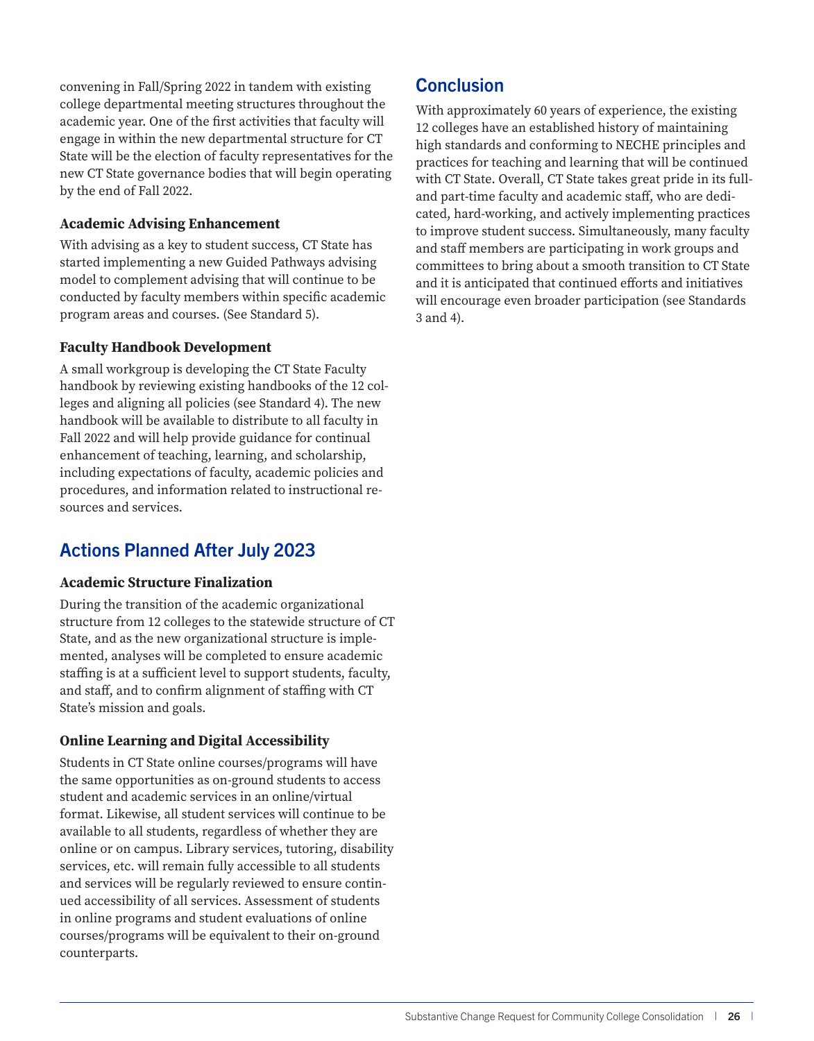convening in Fall/Spring 2022 in tandem with existing college departmental meeting structures throughout the academic year. One of the first activities that faculty will engage in within the new departmental structure for CT State will be the election of faculty representatives for the new CT State governance bodies that will begin operating by the end of Fall 2022.

### Academic Advising Enhancement

With advising as a key to student success, CT State has started implementing a new Guided Pathways advising model to complement advising that will continue to be conducted by faculty members within specific academic program areas and courses. (See Standard 5).

### Faculty Handbook Development

A small workgroup is developing the CT State Faculty handbook by reviewing existing handbooks of the 12 colleges and aligning all policies (see Standard 4). The new handbook will be available to distribute to all faculty in Fall 2022 and will help provide guidance for continual enhancement of teaching, learning, and scholarship, including expectations of faculty, academic policies and procedures, and information related to instructional resources and services.

## Actions Planned After July 2023

### Academic Structure Finalization

During the transition of the academic organizational structure from 12 colleges to the statewide structure of CT State, and as the new organizational structure is implemented, analyses will be completed to ensure academic staffing is at a sufficient level to support students, faculty, and staff, and to confirm alignment of staffing with CT State's mission and goals.

### Online Learning and Digital Accessibility

Students in CT State online courses/programs will have the same opportunities as on-ground students to access student and academic services in an online/virtual format. Likewise, all student services will continue to be available to all students, regardless of whether they are online or on campus. Library services, tutoring, disability services, etc. will remain fully accessible to all students and services will be regularly reviewed to ensure continued accessibility of all services. Assessment of students in online programs and student evaluations of online courses/programs will be equivalent to their on-ground counterparts.

## Conclusion

With approximately 60 years of experience, the existing 12 colleges have an established history of maintaining high standards and conforming to NECHE principles and practices for teaching and learning that will be continued with CT State. Overall, CT State takes great pride in its full- and part-time faculty and academic staff, who are dedicated, hard-working, and actively implementing practices to improve student success. Simultaneously, many faculty and staff members are participating in work groups and committees to bring about a smooth transition to CT State and it is anticipated that continued efforts and initiatives will encourage even broader participation (see Standards 3 and 4).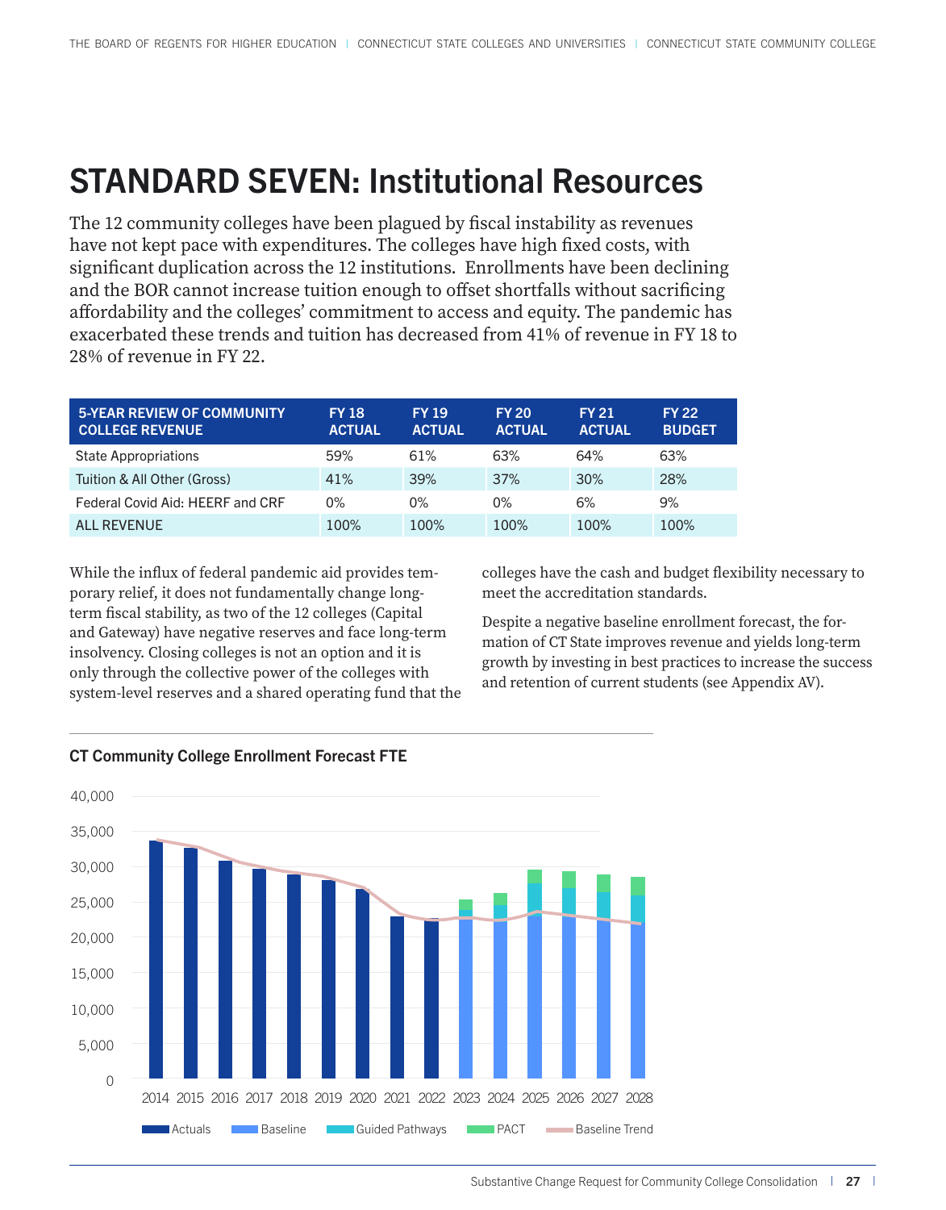# STANDARD SEVEN: Institutional Resources

The 12 community colleges have been plagued by fiscal instability as revenues have not kept pace with expenditures. The colleges have high fixed costs, with significant duplication across the 12 institutions. Enrollments have been declining and the BOR cannot increase tuition enough to offset shortfalls without sacrificing affordability and the colleges' commitment to access and equity. The pandemic has exacerbated these trends and tuition has decreased from 41% of revenue in FY 18 to 28% of revenue in FY 22.

| 5-YEAR REVIEW OF COMMUNITY COLLEGE REVENUE | FY 18 ACTUAL | FY 19 ACTUAL | FY 20 ACTUAL | FY 21 ACTUAL | FY 22 BUDGET |
|---|---|---|---|---|---|
| State Appropriations | 59% | 61% | 63% | 64% | 63% |
| Tuition & All Other (Gross) | 41% | 39% | 37% | 30% | 28% |
| Federal Covid Aid: HEERF and CRF | 0% | 0% | 0% | 6% | 9% |
| ALL REVENUE | 100% | 100% | 100% | 100% | 100% |

While the influx of federal pandemic aid provides temporary relief, it does not fundamentally change long-term fiscal stability, as two of the 12 colleges (Capital and Gateway) have negative reserves and face long-term insolvency. Closing colleges is not an option and it is only through the collective power of the colleges with system-level reserves and a shared operating fund that the colleges have the cash and budget flexibility necessary to meet the accreditation standards.

Despite a negative baseline enrollment forecast, the formation of CT State improves revenue and yields long-term growth by investing in best practices to increase the success and retention of current students (see Appendix AV).

**CT Community College Enrollment Forecast FTE**

Legend: Actuals, Baseline, Guided Pathways, PACT, Baseline Trend

Y-axis: 0 – 40,000; X-axis: 2014 – 2028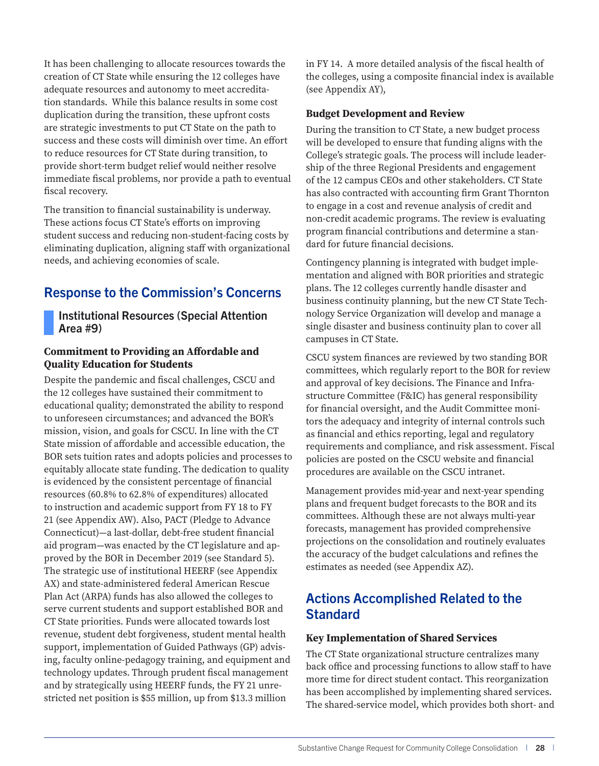It has been challenging to allocate resources towards the creation of CT State while ensuring the 12 colleges have adequate resources and autonomy to meet accreditation standards. While this balance results in some cost duplication during the transition, these upfront costs are strategic investments to put CT State on the path to success and these costs will diminish over time. An effort to reduce resources for CT State during transition, to provide short-term budget relief would neither resolve immediate fiscal problems, nor provide a path to eventual fiscal recovery.

The transition to financial sustainability is underway. These actions focus CT State's efforts on improving student success and reducing non-student-facing costs by eliminating duplication, aligning staff with organizational needs, and achieving economies of scale.

## Response to the Commission's Concerns

### Institutional Resources (Special Attention Area #9)

#### Commitment to Providing an Affordable and Quality Education for Students

Despite the pandemic and fiscal challenges, CSCU and the 12 colleges have sustained their commitment to educational quality; demonstrated the ability to respond to unforeseen circumstances; and advanced the BOR's mission, vision, and goals for CSCU. In line with the CT State mission of affordable and accessible education, the BOR sets tuition rates and adopts policies and processes to equitably allocate state funding. The dedication to quality is evidenced by the consistent percentage of financial resources (60.8% to 62.8% of expenditures) allocated to instruction and academic support from FY 18 to FY 21 (see Appendix AW). Also, PACT (Pledge to Advance Connecticut)—a last-dollar, debt-free student financial aid program—was enacted by the CT legislature and approved by the BOR in December 2019 (see Standard 5). The strategic use of institutional HEERF (see Appendix AX) and state-administered federal American Rescue Plan Act (ARPA) funds has also allowed the colleges to serve current students and support established BOR and CT State priorities. Funds were allocated towards lost revenue, student debt forgiveness, student mental health support, implementation of Guided Pathways (GP) advising, faculty online-pedagogy training, and equipment and technology updates. Through prudent fiscal management and by strategically using HEERF funds, the FY 21 unrestricted net position is $55 million, up from $13.3 million in FY 14. A more detailed analysis of the fiscal health of the colleges, using a composite financial index is available (see Appendix AY),

#### Budget Development and Review

During the transition to CT State, a new budget process will be developed to ensure that funding aligns with the College's strategic goals. The process will include leadership of the three Regional Presidents and engagement of the 12 campus CEOs and other stakeholders. CT State has also contracted with accounting firm Grant Thornton to engage in a cost and revenue analysis of credit and non-credit academic programs. The review is evaluating program financial contributions and determine a standard for future financial decisions.

Contingency planning is integrated with budget implementation and aligned with BOR priorities and strategic plans. The 12 colleges currently handle disaster and business continuity planning, but the new CT State Technology Service Organization will develop and manage a single disaster and business continuity plan to cover all campuses in CT State.

CSCU system finances are reviewed by two standing BOR committees, which regularly report to the BOR for review and approval of key decisions. The Finance and Infrastructure Committee (F&IC) has general responsibility for financial oversight, and the Audit Committee monitors the adequacy and integrity of internal controls such as financial and ethics reporting, legal and regulatory requirements and compliance, and risk assessment. Fiscal policies are posted on the CSCU website and financial procedures are available on the CSCU intranet.

Management provides mid-year and next-year spending plans and frequent budget forecasts to the BOR and its committees. Although these are not always multi-year forecasts, management has provided comprehensive projections on the consolidation and routinely evaluates the accuracy of the budget calculations and refines the estimates as needed (see Appendix AZ).

## Actions Accomplished Related to the Standard

#### Key Implementation of Shared Services

The CT State organizational structure centralizes many back office and processing functions to allow staff to have more time for direct student contact. This reorganization has been accomplished by implementing shared services. The shared-service model, which provides both short- and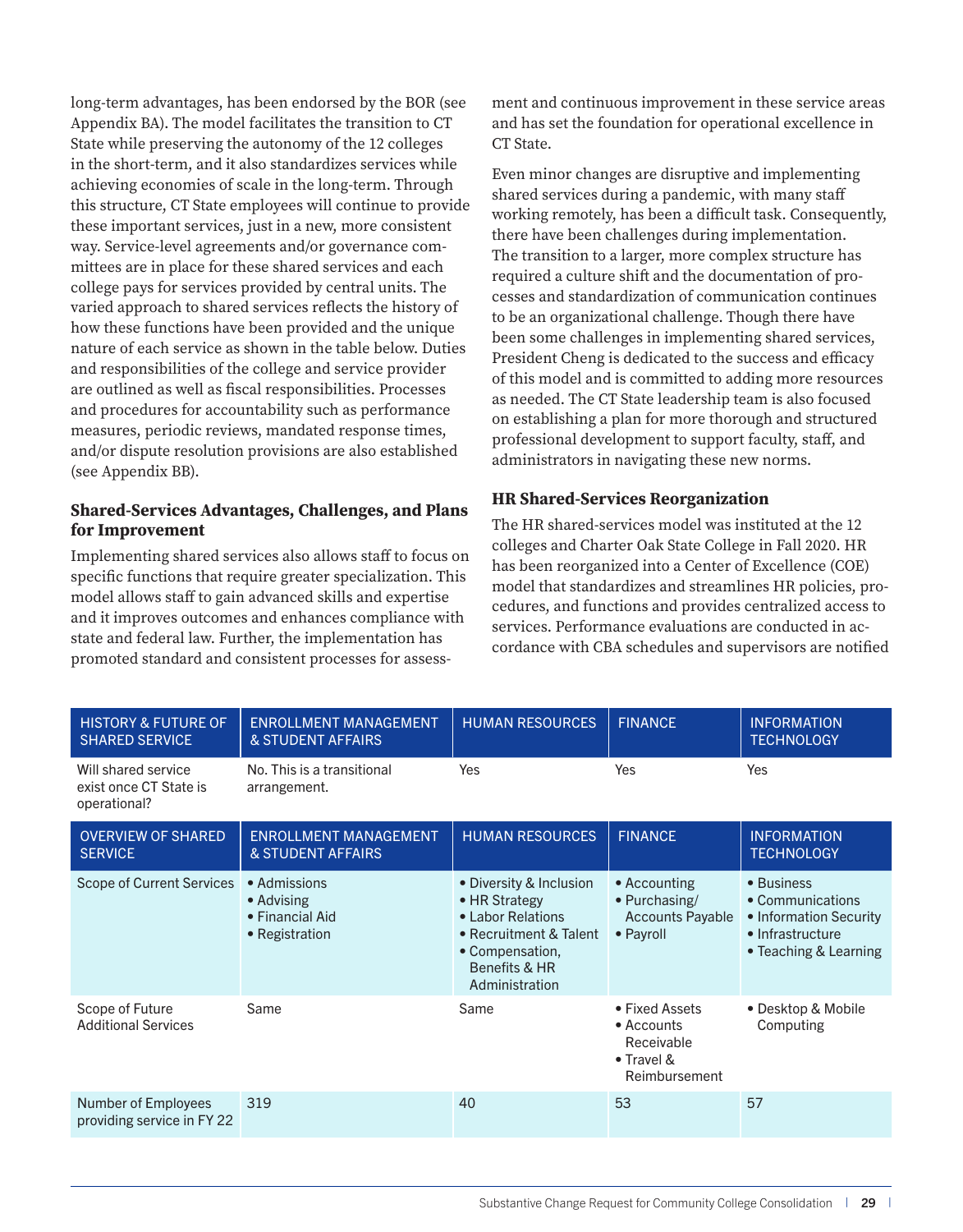long-term advantages, has been endorsed by the BOR (see Appendix BA). The model facilitates the transition to CT State while preserving the autonomy of the 12 colleges in the short-term, and it also standardizes services while achieving economies of scale in the long-term. Through this structure, CT State employees will continue to provide these important services, just in a new, more consistent way. Service-level agreements and/or governance committees are in place for these shared services and each college pays for services provided by central units. The varied approach to shared services reflects the history of how these functions have been provided and the unique nature of each service as shown in the table below. Duties and responsibilities of the college and service provider are outlined as well as fiscal responsibilities. Processes and procedures for accountability such as performance measures, periodic reviews, mandated response times, and/or dispute resolution provisions are also established (see Appendix BB).

### Shared-Services Advantages, Challenges, and Plans for Improvement

Implementing shared services also allows staff to focus on specific functions that require greater specialization. This model allows staff to gain advanced skills and expertise and it improves outcomes and enhances compliance with state and federal law. Further, the implementation has promoted standard and consistent processes for assessment and continuous improvement in these service areas and has set the foundation for operational excellence in CT State.

Even minor changes are disruptive and implementing shared services during a pandemic, with many staff working remotely, has been a difficult task. Consequently, there have been challenges during implementation. The transition to a larger, more complex structure has required a culture shift and the documentation of processes and standardization of communication continues to be an organizational challenge. Though there have been some challenges in implementing shared services, President Cheng is dedicated to the success and efficacy of this model and is committed to adding more resources as needed. The CT State leadership team is also focused on establishing a plan for more thorough and structured professional development to support faculty, staff, and administrators in navigating these new norms.

### HR Shared-Services Reorganization

The HR shared-services model was instituted at the 12 colleges and Charter Oak State College in Fall 2020. HR has been reorganized into a Center of Excellence (COE) model that standardizes and streamlines HR policies, procedures, and functions and provides centralized access to services. Performance evaluations are conducted in accordance with CBA schedules and supervisors are notified

| HISTORY & FUTURE OF SHARED SERVICE | ENROLLMENT MANAGEMENT & STUDENT AFFAIRS | HUMAN RESOURCES | FINANCE | INFORMATION TECHNOLOGY |
|---|---|---|---|---|
| Will shared service exist once CT State is operational? | No. This is a transitional arrangement. | Yes | Yes | Yes |
| **OVERVIEW OF SHARED SERVICE** | **ENROLLMENT MANAGEMENT & STUDENT AFFAIRS** | **HUMAN RESOURCES** | **FINANCE** | **INFORMATION TECHNOLOGY** |
| Scope of Current Services | • Admissions<br>• Advising<br>• Financial Aid<br>• Registration | • Diversity & Inclusion<br>• HR Strategy<br>• Labor Relations<br>• Recruitment & Talent<br>• Compensation, Benefits & HR Administration | • Accounting<br>• Purchasing/ Accounts Payable<br>• Payroll | • Business<br>• Communications<br>• Information Security<br>• Infrastructure<br>• Teaching & Learning |
| Scope of Future Additional Services | Same | Same | • Fixed Assets<br>• Accounts Receivable<br>• Travel & Reimbursement | • Desktop & Mobile Computing |
| Number of Employees providing service in FY 22 | 319 | 40 | 53 | 57 |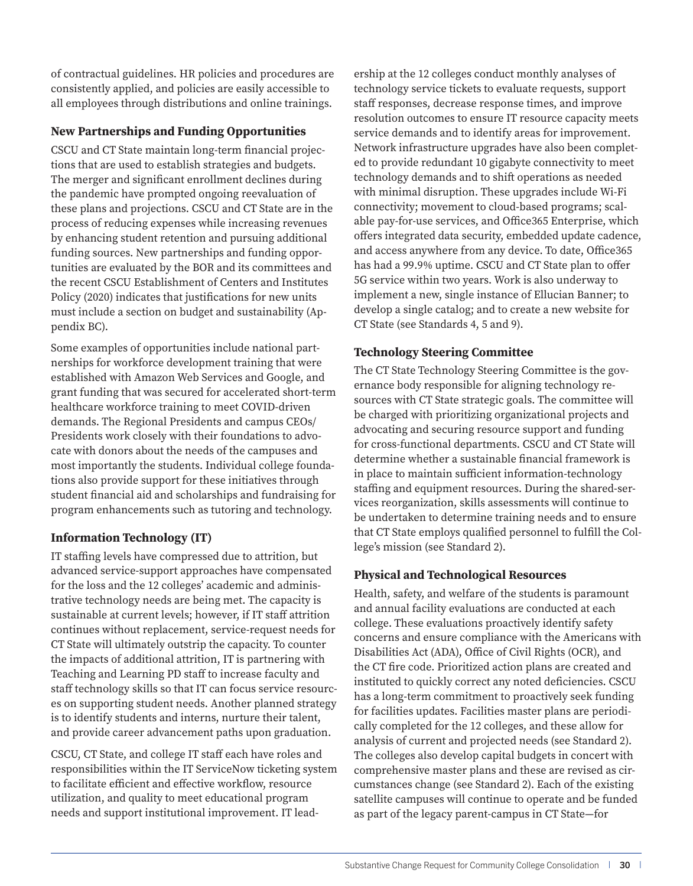of contractual guidelines. HR policies and procedures are consistently applied, and policies are easily accessible to all employees through distributions and online trainings.

### New Partnerships and Funding Opportunities

CSCU and CT State maintain long-term financial projections that are used to establish strategies and budgets. The merger and significant enrollment declines during the pandemic have prompted ongoing reevaluation of these plans and projections. CSCU and CT State are in the process of reducing expenses while increasing revenues by enhancing student retention and pursuing additional funding sources. New partnerships and funding opportunities are evaluated by the BOR and its committees and the recent CSCU Establishment of Centers and Institutes Policy (2020) indicates that justifications for new units must include a section on budget and sustainability (Appendix BC).

Some examples of opportunities include national partnerships for workforce development training that were established with Amazon Web Services and Google, and grant funding that was secured for accelerated short-term healthcare workforce training to meet COVID-driven demands. The Regional Presidents and campus CEOs/Presidents work closely with their foundations to advocate with donors about the needs of the campuses and most importantly the students. Individual college foundations also provide support for these initiatives through student financial aid and scholarships and fundraising for program enhancements such as tutoring and technology.

### Information Technology (IT)

IT staffing levels have compressed due to attrition, but advanced service-support approaches have compensated for the loss and the 12 colleges' academic and administrative technology needs are being met. The capacity is sustainable at current levels; however, if IT staff attrition continues without replacement, service-request needs for CT State will ultimately outstrip the capacity. To counter the impacts of additional attrition, IT is partnering with Teaching and Learning PD staff to increase faculty and staff technology skills so that IT can focus service resources on supporting student needs. Another planned strategy is to identify students and interns, nurture their talent, and provide career advancement paths upon graduation.

CSCU, CT State, and college IT staff each have roles and responsibilities within the IT ServiceNow ticketing system to facilitate efficient and effective workflow, resource utilization, and quality to meet educational program needs and support institutional improvement. IT leadership at the 12 colleges conduct monthly analyses of technology service tickets to evaluate requests, support staff responses, decrease response times, and improve resolution outcomes to ensure IT resource capacity meets service demands and to identify areas for improvement. Network infrastructure upgrades have also been completed to provide redundant 10 gigabyte connectivity to meet technology demands and to shift operations as needed with minimal disruption. These upgrades include Wi-Fi connectivity; movement to cloud-based programs; scalable pay-for-use services, and Office365 Enterprise, which offers integrated data security, embedded update cadence, and access anywhere from any device. To date, Office365 has had a 99.9% uptime. CSCU and CT State plan to offer 5G service within two years. Work is also underway to implement a new, single instance of Ellucian Banner; to develop a single catalog; and to create a new website for CT State (see Standards 4, 5 and 9).

### Technology Steering Committee

The CT State Technology Steering Committee is the governance body responsible for aligning technology resources with CT State strategic goals. The committee will be charged with prioritizing organizational projects and advocating and securing resource support and funding for cross-functional departments. CSCU and CT State will determine whether a sustainable financial framework is in place to maintain sufficient information-technology staffing and equipment resources. During the shared-services reorganization, skills assessments will continue to be undertaken to determine training needs and to ensure that CT State employs qualified personnel to fulfill the College's mission (see Standard 2).

### Physical and Technological Resources

Health, safety, and welfare of the students is paramount and annual facility evaluations are conducted at each college. These evaluations proactively identify safety concerns and ensure compliance with the Americans with Disabilities Act (ADA), Office of Civil Rights (OCR), and the CT fire code. Prioritized action plans are created and instituted to quickly correct any noted deficiencies. CSCU has a long-term commitment to proactively seek funding for facilities updates. Facilities master plans are periodically completed for the 12 colleges, and these allow for analysis of current and projected needs (see Standard 2). The colleges also develop capital budgets in concert with comprehensive master plans and these are revised as circumstances change (see Standard 2). Each of the existing satellite campuses will continue to operate and be funded as part of the legacy parent-campus in CT State—for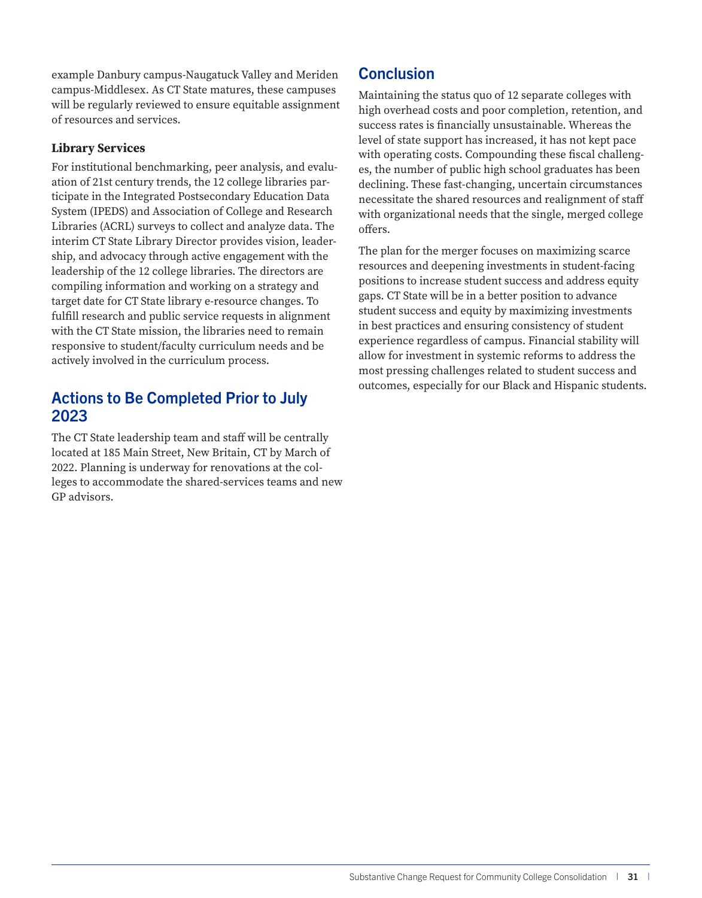example Danbury campus-Naugatuck Valley and Meriden campus-Middlesex. As CT State matures, these campuses will be regularly reviewed to ensure equitable assignment of resources and services.

### Library Services

For institutional benchmarking, peer analysis, and evaluation of 21st century trends, the 12 college libraries participate in the Integrated Postsecondary Education Data System (IPEDS) and Association of College and Research Libraries (ACRL) surveys to collect and analyze data. The interim CT State Library Director provides vision, leadership, and advocacy through active engagement with the leadership of the 12 college libraries. The directors are compiling information and working on a strategy and target date for CT State library e-resource changes. To fulfill research and public service requests in alignment with the CT State mission, the libraries need to remain responsive to student/faculty curriculum needs and be actively involved in the curriculum process.

## Actions to Be Completed Prior to July 2023

The CT State leadership team and staff will be centrally located at 185 Main Street, New Britain, CT by March of 2022. Planning is underway for renovations at the colleges to accommodate the shared-services teams and new GP advisors.

## Conclusion

Maintaining the status quo of 12 separate colleges with high overhead costs and poor completion, retention, and success rates is financially unsustainable. Whereas the level of state support has increased, it has not kept pace with operating costs. Compounding these fiscal challenges, the number of public high school graduates has been declining. These fast-changing, uncertain circumstances necessitate the shared resources and realignment of staff with organizational needs that the single, merged college offers.

The plan for the merger focuses on maximizing scarce resources and deepening investments in student-facing positions to increase student success and address equity gaps. CT State will be in a better position to advance student success and equity by maximizing investments in best practices and ensuring consistency of student experience regardless of campus. Financial stability will allow for investment in systemic reforms to address the most pressing challenges related to student success and outcomes, especially for our Black and Hispanic students.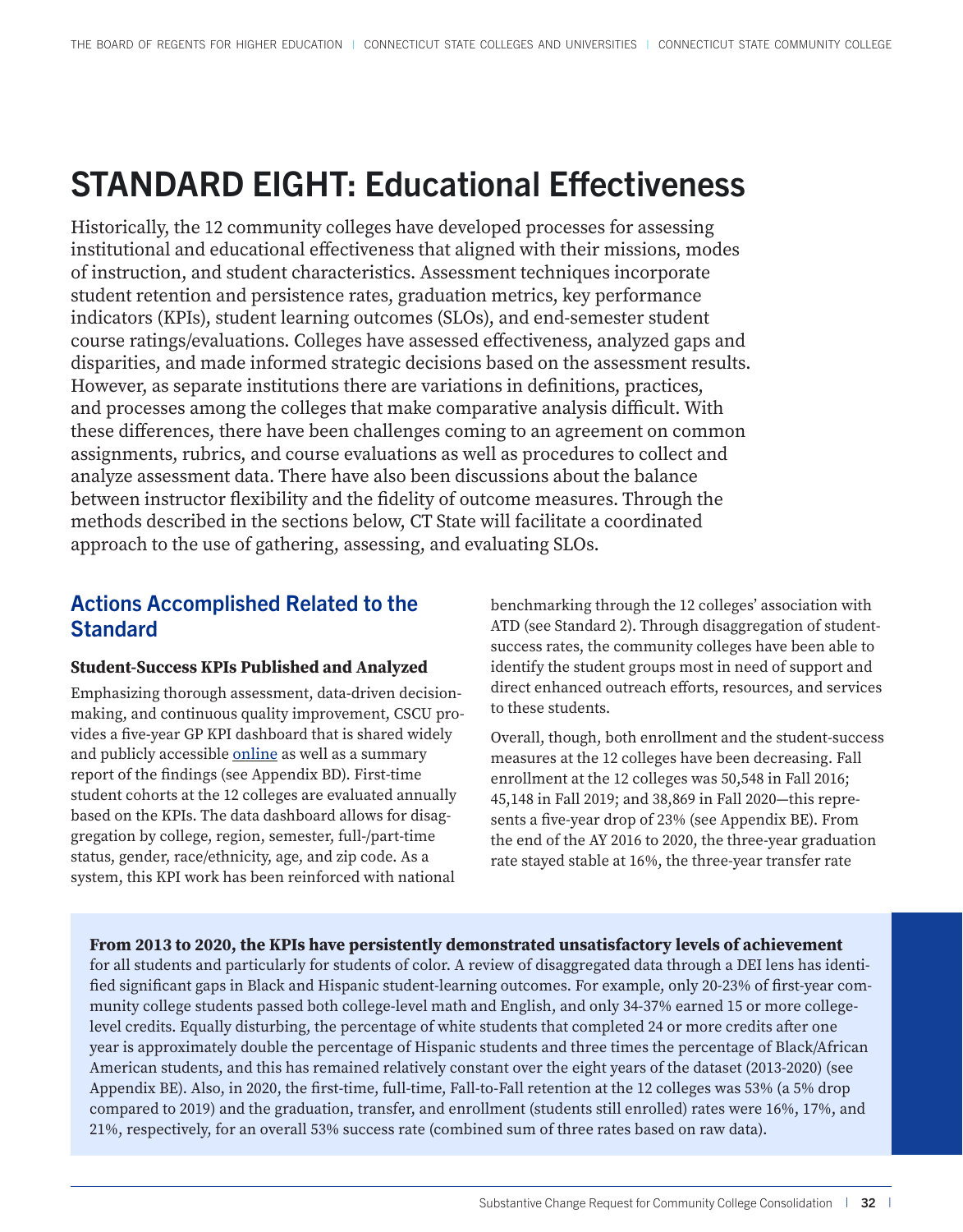# STANDARD EIGHT: Educational Effectiveness

Historically, the 12 community colleges have developed processes for assessing institutional and educational effectiveness that aligned with their missions, modes of instruction, and student characteristics. Assessment techniques incorporate student retention and persistence rates, graduation metrics, key performance indicators (KPIs), student learning outcomes (SLOs), and end-semester student course ratings/evaluations. Colleges have assessed effectiveness, analyzed gaps and disparities, and made informed strategic decisions based on the assessment results. However, as separate institutions there are variations in definitions, practices, and processes among the colleges that make comparative analysis difficult. With these differences, there have been challenges coming to an agreement on common assignments, rubrics, and course evaluations as well as procedures to collect and analyze assessment data. There have also been discussions about the balance between instructor flexibility and the fidelity of outcome measures. Through the methods described in the sections below, CT State will facilitate a coordinated approach to the use of gathering, assessing, and evaluating SLOs.

## Actions Accomplished Related to the Standard

### Student-Success KPIs Published and Analyzed

Emphasizing thorough assessment, data-driven decision-making, and continuous quality improvement, CSCU provides a five-year GP KPI dashboard that is shared widely and publicly accessible online as well as a summary report of the findings (see Appendix BD). First-time student cohorts at the 12 colleges are evaluated annually based on the KPIs. The data dashboard allows for disaggregation by college, region, semester, full-/part-time status, gender, race/ethnicity, age, and zip code. As a system, this KPI work has been reinforced with national benchmarking through the 12 colleges' association with ATD (see Standard 2). Through disaggregation of student-success rates, the community colleges have been able to identify the student groups most in need of support and direct enhanced outreach efforts, resources, and services to these students.

Overall, though, both enrollment and the student-success measures at the 12 colleges have been decreasing. Fall enrollment at the 12 colleges was 50,548 in Fall 2016; 45,148 in Fall 2019; and 38,869 in Fall 2020—this represents a five-year drop of 23% (see Appendix BE). From the end of the AY 2016 to 2020, the three-year graduation rate stayed stable at 16%, the three-year transfer rate

**From 2013 to 2020, the KPIs have persistently demonstrated unsatisfactory levels of achievement** for all students and particularly for students of color. A review of disaggregated data through a DEI lens has identified significant gaps in Black and Hispanic student-learning outcomes. For example, only 20-23% of first-year community college students passed both college-level math and English, and only 34-37% earned 15 or more college-level credits. Equally disturbing, the percentage of white students that completed 24 or more credits after one year is approximately double the percentage of Hispanic students and three times the percentage of Black/African American students, and this has remained relatively constant over the eight years of the dataset (2013-2020) (see Appendix BE). Also, in 2020, the first-time, full-time, Fall-to-Fall retention at the 12 colleges was 53% (a 5% drop compared to 2019) and the graduation, transfer, and enrollment (students still enrolled) rates were 16%, 17%, and 21%, respectively, for an overall 53% success rate (combined sum of three rates based on raw data).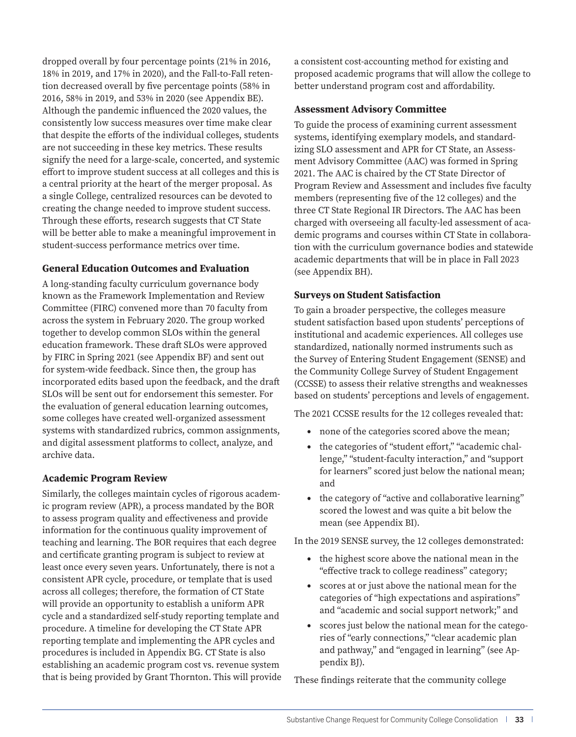dropped overall by four percentage points (21% in 2016, 18% in 2019, and 17% in 2020), and the Fall-to-Fall retention decreased overall by five percentage points (58% in 2016, 58% in 2019, and 53% in 2020 (see Appendix BE). Although the pandemic influenced the 2020 values, the consistently low success measures over time make clear that despite the efforts of the individual colleges, students are not succeeding in these key metrics. These results signify the need for a large-scale, concerted, and systemic effort to improve student success at all colleges and this is a central priority at the heart of the merger proposal. As a single College, centralized resources can be devoted to creating the change needed to improve student success. Through these efforts, research suggests that CT State will be better able to make a meaningful improvement in student-success performance metrics over time.

### General Education Outcomes and Evaluation

A long-standing faculty curriculum governance body known as the Framework Implementation and Review Committee (FIRC) convened more than 70 faculty from across the system in February 2020. The group worked together to develop common SLOs within the general education framework. These draft SLOs were approved by FIRC in Spring 2021 (see Appendix BF) and sent out for system-wide feedback. Since then, the group has incorporated edits based upon the feedback, and the draft SLOs will be sent out for endorsement this semester. For the evaluation of general education learning outcomes, some colleges have created well-organized assessment systems with standardized rubrics, common assignments, and digital assessment platforms to collect, analyze, and archive data.

### Academic Program Review

Similarly, the colleges maintain cycles of rigorous academic program review (APR), a process mandated by the BOR to assess program quality and effectiveness and provide information for the continuous quality improvement of teaching and learning. The BOR requires that each degree and certificate granting program is subject to review at least once every seven years. Unfortunately, there is not a consistent APR cycle, procedure, or template that is used across all colleges; therefore, the formation of CT State will provide an opportunity to establish a uniform APR cycle and a standardized self-study reporting template and procedure. A timeline for developing the CT State APR reporting template and implementing the APR cycles and procedures is included in Appendix BG. CT State is also establishing an academic program cost vs. revenue system that is being provided by Grant Thornton. This will provide a consistent cost-accounting method for existing and proposed academic programs that will allow the college to better understand program cost and affordability.

### Assessment Advisory Committee

To guide the process of examining current assessment systems, identifying exemplary models, and standardizing SLO assessment and APR for CT State, an Assessment Advisory Committee (AAC) was formed in Spring 2021. The AAC is chaired by the CT State Director of Program Review and Assessment and includes five faculty members (representing five of the 12 colleges) and the three CT State Regional IR Directors. The AAC has been charged with overseeing all faculty-led assessment of academic programs and courses within CT State in collaboration with the curriculum governance bodies and statewide academic departments that will be in place in Fall 2023 (see Appendix BH).

### Surveys on Student Satisfaction

To gain a broader perspective, the colleges measure student satisfaction based upon students' perceptions of institutional and academic experiences. All colleges use standardized, nationally normed instruments such as the Survey of Entering Student Engagement (SENSE) and the Community College Survey of Student Engagement (CCSSE) to assess their relative strengths and weaknesses based on students' perceptions and levels of engagement.

The 2021 CCSSE results for the 12 colleges revealed that:

- none of the categories scored above the mean;
- the categories of "student effort," "academic challenge," "student-faculty interaction," and "support for learners" scored just below the national mean; and
- the category of "active and collaborative learning" scored the lowest and was quite a bit below the mean (see Appendix BI).

In the 2019 SENSE survey, the 12 colleges demonstrated:

- the highest score above the national mean in the "effective track to college readiness" category;
- scores at or just above the national mean for the categories of "high expectations and aspirations" and "academic and social support network;" and
- scores just below the national mean for the categories of "early connections," "clear academic plan and pathway," and "engaged in learning" (see Appendix BJ).

These findings reiterate that the community college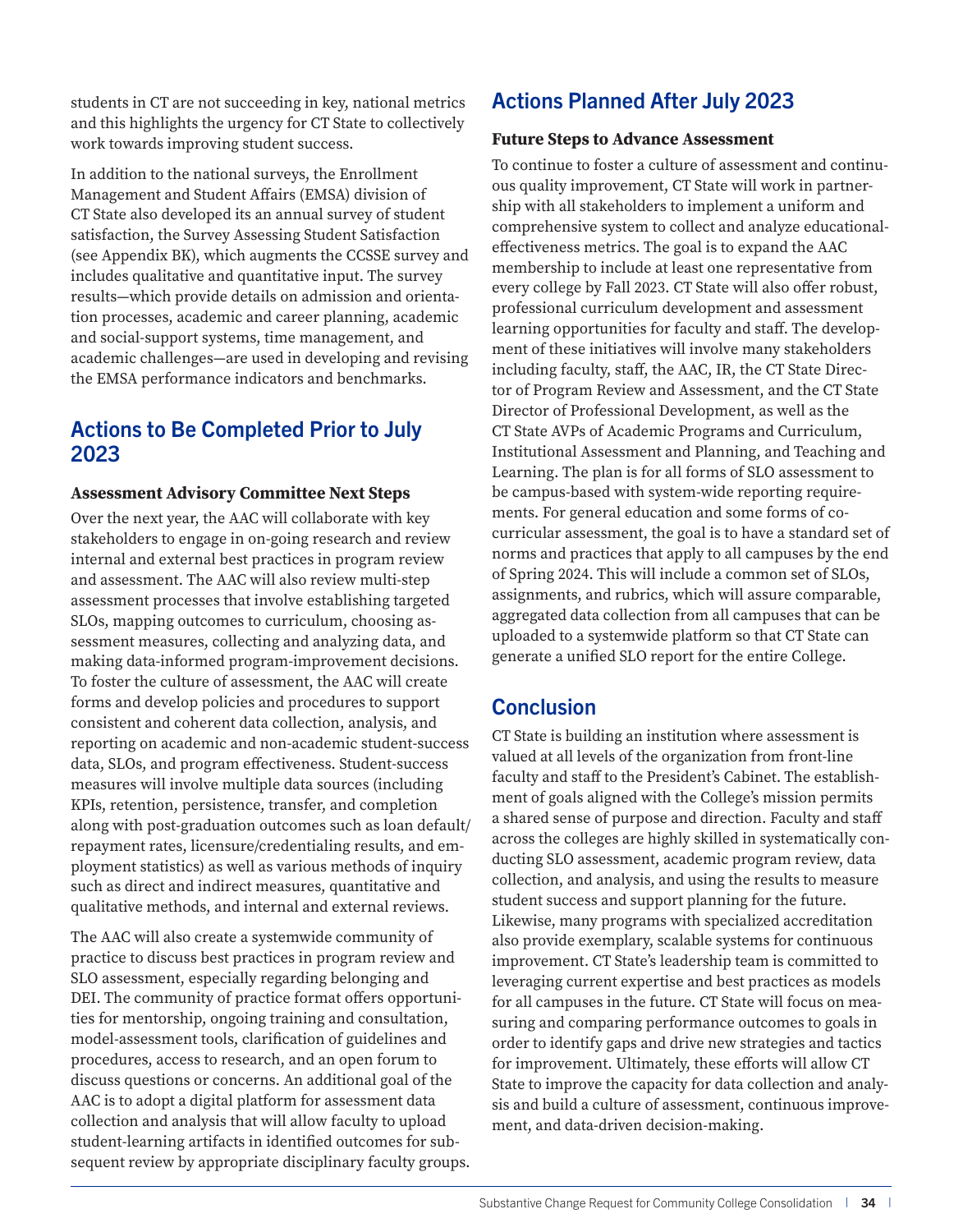students in CT are not succeeding in key, national metrics and this highlights the urgency for CT State to collectively work towards improving student success.

In addition to the national surveys, the Enrollment Management and Student Affairs (EMSA) division of CT State also developed its an annual survey of student satisfaction, the Survey Assessing Student Satisfaction (see Appendix BK), which augments the CCSSE survey and includes qualitative and quantitative input. The survey results—which provide details on admission and orientation processes, academic and career planning, academic and social-support systems, time management, and academic challenges—are used in developing and revising the EMSA performance indicators and benchmarks.

## Actions to Be Completed Prior to July 2023

### Assessment Advisory Committee Next Steps

Over the next year, the AAC will collaborate with key stakeholders to engage in on-going research and review internal and external best practices in program review and assessment. The AAC will also review multi-step assessment processes that involve establishing targeted SLOs, mapping outcomes to curriculum, choosing assessment measures, collecting and analyzing data, and making data-informed program-improvement decisions. To foster the culture of assessment, the AAC will create forms and develop policies and procedures to support consistent and coherent data collection, analysis, and reporting on academic and non-academic student-success data, SLOs, and program effectiveness. Student-success measures will involve multiple data sources (including KPIs, retention, persistence, transfer, and completion along with post-graduation outcomes such as loan default/repayment rates, licensure/credentialing results, and employment statistics) as well as various methods of inquiry such as direct and indirect measures, quantitative and qualitative methods, and internal and external reviews.

The AAC will also create a systemwide community of practice to discuss best practices in program review and SLO assessment, especially regarding belonging and DEI. The community of practice format offers opportunities for mentorship, ongoing training and consultation, model-assessment tools, clarification of guidelines and procedures, access to research, and an open forum to discuss questions or concerns. An additional goal of the AAC is to adopt a digital platform for assessment data collection and analysis that will allow faculty to upload student-learning artifacts in identified outcomes for subsequent review by appropriate disciplinary faculty groups.

## Actions Planned After July 2023

### Future Steps to Advance Assessment

To continue to foster a culture of assessment and continuous quality improvement, CT State will work in partnership with all stakeholders to implement a uniform and comprehensive system to collect and analyze educational-effectiveness metrics. The goal is to expand the AAC membership to include at least one representative from every college by Fall 2023. CT State will also offer robust, professional curriculum development and assessment learning opportunities for faculty and staff. The development of these initiatives will involve many stakeholders including faculty, staff, the AAC, IR, the CT State Director of Program Review and Assessment, and the CT State Director of Professional Development, as well as the CT State AVPs of Academic Programs and Curriculum, Institutional Assessment and Planning, and Teaching and Learning. The plan is for all forms of SLO assessment to be campus-based with system-wide reporting requirements. For general education and some forms of co-curricular assessment, the goal is to have a standard set of norms and practices that apply to all campuses by the end of Spring 2024. This will include a common set of SLOs, assignments, and rubrics, which will assure comparable, aggregated data collection from all campuses that can be uploaded to a systemwide platform so that CT State can generate a unified SLO report for the entire College.

## Conclusion

CT State is building an institution where assessment is valued at all levels of the organization from front-line faculty and staff to the President's Cabinet. The establishment of goals aligned with the College's mission permits a shared sense of purpose and direction. Faculty and staff across the colleges are highly skilled in systematically conducting SLO assessment, academic program review, data collection, and analysis, and using the results to measure student success and support planning for the future. Likewise, many programs with specialized accreditation also provide exemplary, scalable systems for continuous improvement. CT State's leadership team is committed to leveraging current expertise and best practices as models for all campuses in the future. CT State will focus on measuring and comparing performance outcomes to goals in order to identify gaps and drive new strategies and tactics for improvement. Ultimately, these efforts will allow CT State to improve the capacity for data collection and analysis and build a culture of assessment, continuous improvement, and data-driven decision-making.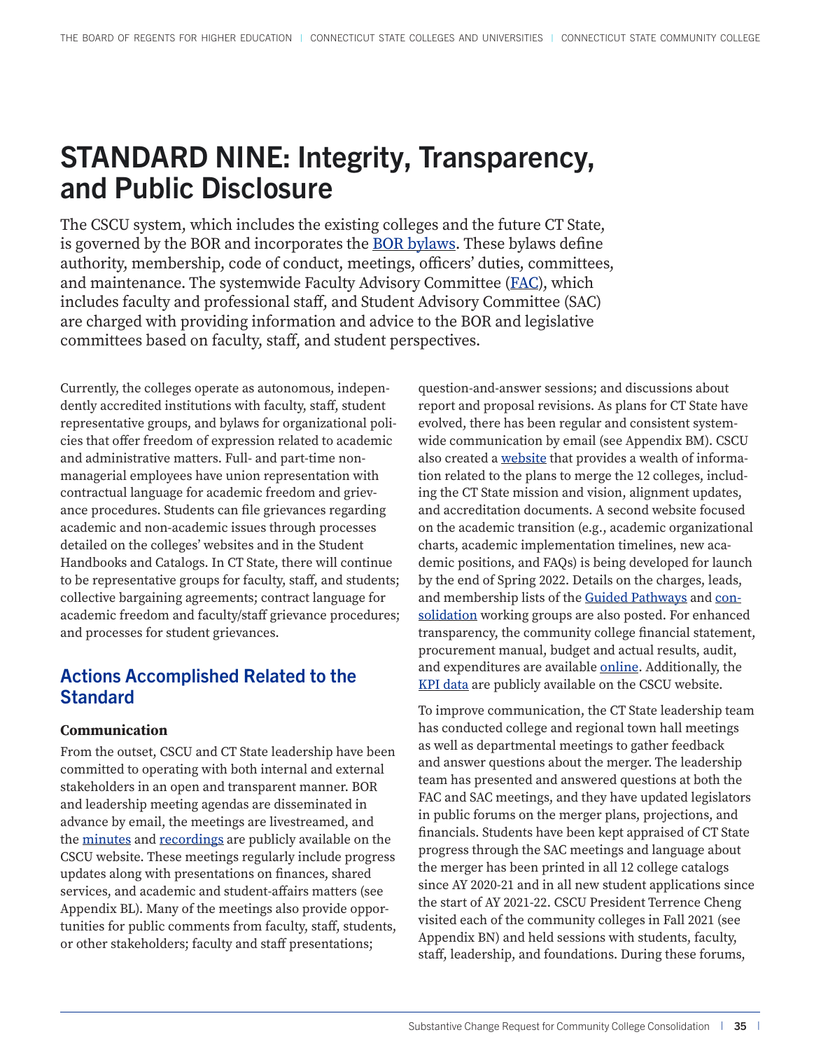# STANDARD NINE: Integrity, Transparency, and Public Disclosure

The CSCU system, which includes the existing colleges and the future CT State, is governed by the BOR and incorporates the BOR bylaws. These bylaws define authority, membership, code of conduct, meetings, officers' duties, committees, and maintenance. The systemwide Faculty Advisory Committee (FAC), which includes faculty and professional staff, and Student Advisory Committee (SAC) are charged with providing information and advice to the BOR and legislative committees based on faculty, staff, and student perspectives.

Currently, the colleges operate as autonomous, independently accredited institutions with faculty, staff, student representative groups, and bylaws for organizational policies that offer freedom of expression related to academic and administrative matters. Full- and part-time non-managerial employees have union representation with contractual language for academic freedom and grievance procedures. Students can file grievances regarding academic and non-academic issues through processes detailed on the colleges' websites and in the Student Handbooks and Catalogs. In CT State, there will continue to be representative groups for faculty, staff, and students; collective bargaining agreements; contract language for academic freedom and faculty/staff grievance procedures; and processes for student grievances.

## Actions Accomplished Related to the Standard

### Communication

From the outset, CSCU and CT State leadership have been committed to operating with both internal and external stakeholders in an open and transparent manner. BOR and leadership meeting agendas are disseminated in advance by email, the meetings are livestreamed, and the minutes and recordings are publicly available on the CSCU website. These meetings regularly include progress updates along with presentations on finances, shared services, and academic and student-affairs matters (see Appendix BL). Many of the meetings also provide opportunities for public comments from faculty, staff, students, or other stakeholders; faculty and staff presentations; question-and-answer sessions; and discussions about report and proposal revisions. As plans for CT State have evolved, there has been regular and consistent systemwide communication by email (see Appendix BM). CSCU also created a website that provides a wealth of information related to the plans to merge the 12 colleges, including the CT State mission and vision, alignment updates, and accreditation documents. A second website focused on the academic transition (e.g., academic organizational charts, academic implementation timelines, new academic positions, and FAQs) is being developed for launch by the end of Spring 2022. Details on the charges, leads, and membership lists of the Guided Pathways and consolidation working groups are also posted. For enhanced transparency, the community college financial statement, procurement manual, budget and actual results, audit, and expenditures are available online. Additionally, the KPI data are publicly available on the CSCU website.

To improve communication, the CT State leadership team has conducted college and regional town hall meetings as well as departmental meetings to gather feedback and answer questions about the merger. The leadership team has presented and answered questions at both the FAC and SAC meetings, and they have updated legislators in public forums on the merger plans, projections, and financials. Students have been kept appraised of CT State progress through the SAC meetings and language about the merger has been printed in all 12 college catalogs since AY 2020-21 and in all new student applications since the start of AY 2021-22. CSCU President Terrence Cheng visited each of the community colleges in Fall 2021 (see Appendix BN) and held sessions with students, faculty, staff, leadership, and foundations. During these forums,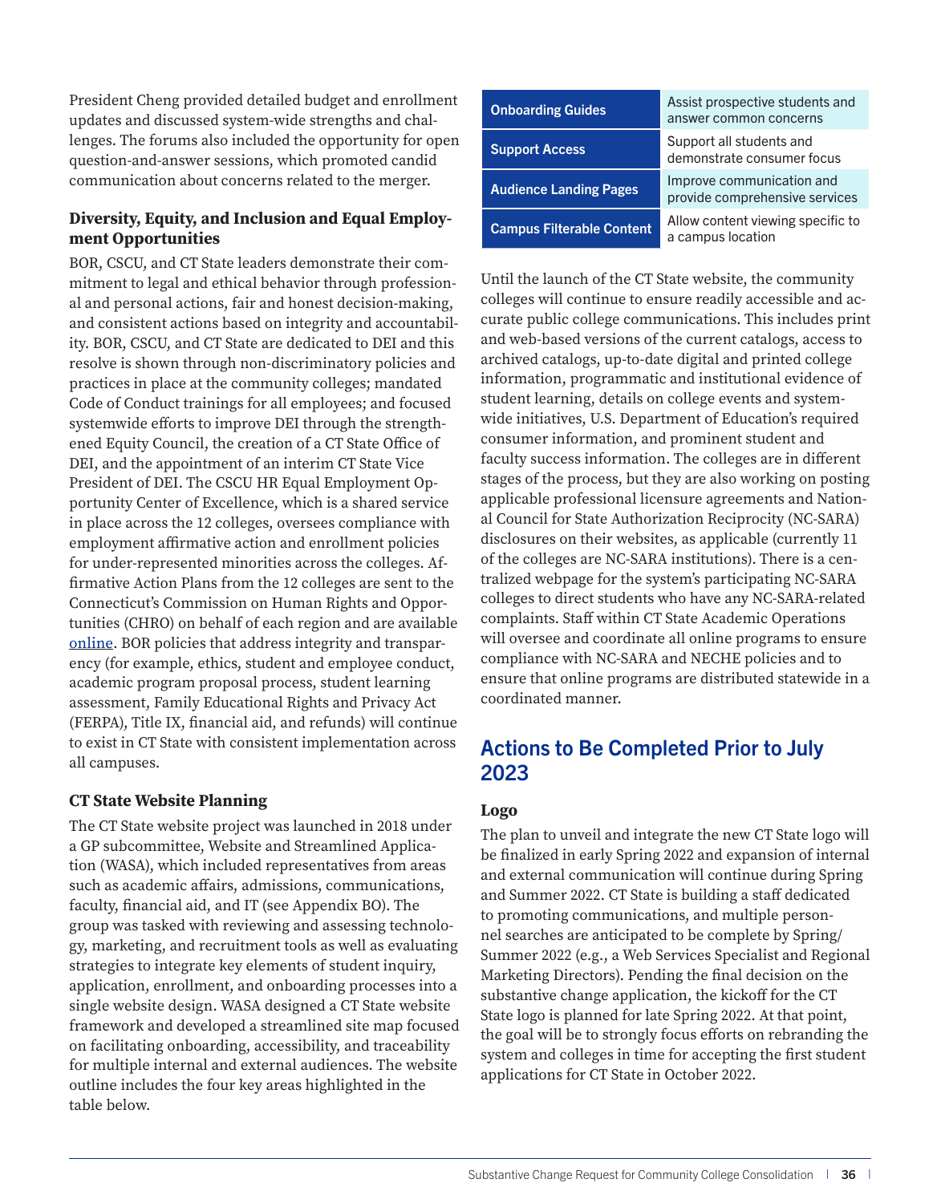President Cheng provided detailed budget and enrollment updates and discussed system-wide strengths and challenges. The forums also included the opportunity for open question-and-answer sessions, which promoted candid communication about concerns related to the merger.

### Diversity, Equity, and Inclusion and Equal Employment Opportunities

BOR, CSCU, and CT State leaders demonstrate their commitment to legal and ethical behavior through professional and personal actions, fair and honest decision-making, and consistent actions based on integrity and accountability. BOR, CSCU, and CT State are dedicated to DEI and this resolve is shown through non-discriminatory policies and practices in place at the community colleges; mandated Code of Conduct trainings for all employees; and focused systemwide efforts to improve DEI through the strengthened Equity Council, the creation of a CT State Office of DEI, and the appointment of an interim CT State Vice President of DEI. The CSCU HR Equal Employment Opportunity Center of Excellence, which is a shared service in place across the 12 colleges, oversees compliance with employment affirmative action and enrollment policies for under-represented minorities across the colleges. Affirmative Action Plans from the 12 colleges are sent to the Connecticut's Commission on Human Rights and Opportunities (CHRO) on behalf of each region and are available online. BOR policies that address integrity and transparency (for example, ethics, student and employee conduct, academic program proposal process, student learning assessment, Family Educational Rights and Privacy Act (FERPA), Title IX, financial aid, and refunds) will continue to exist in CT State with consistent implementation across all campuses.

### CT State Website Planning

The CT State website project was launched in 2018 under a GP subcommittee, Website and Streamlined Application (WASA), which included representatives from areas such as academic affairs, admissions, communications, faculty, financial aid, and IT (see Appendix BO). The group was tasked with reviewing and assessing technology, marketing, and recruitment tools as well as evaluating strategies to integrate key elements of student inquiry, application, enrollment, and onboarding processes into a single website design. WASA designed a CT State website framework and developed a streamlined site map focused on facilitating onboarding, accessibility, and traceability for multiple internal and external audiences. The website outline includes the four key areas highlighted in the table below.

| | |
|---|---|
| **Onboarding Guides** | Assist prospective students and answer common concerns |
| **Support Access** | Support all students and demonstrate consumer focus |
| **Audience Landing Pages** | Improve communication and provide comprehensive services |
| **Campus Filterable Content** | Allow content viewing specific to a campus location |

Until the launch of the CT State website, the community colleges will continue to ensure readily accessible and accurate public college communications. This includes print and web-based versions of the current catalogs, access to archived catalogs, up-to-date digital and printed college information, programmatic and institutional evidence of student learning, details on college events and systemwide initiatives, U.S. Department of Education's required consumer information, and prominent student and faculty success information. The colleges are in different stages of the process, but they are also working on posting applicable professional licensure agreements and National Council for State Authorization Reciprocity (NC-SARA) disclosures on their websites, as applicable (currently 11 of the colleges are NC-SARA institutions). There is a centralized webpage for the system's participating NC-SARA colleges to direct students who have any NC-SARA-related complaints. Staff within CT State Academic Operations will oversee and coordinate all online programs to ensure compliance with NC-SARA and NECHE policies and to ensure that online programs are distributed statewide in a coordinated manner.

## Actions to Be Completed Prior to July 2023

### Logo

The plan to unveil and integrate the new CT State logo will be finalized in early Spring 2022 and expansion of internal and external communication will continue during Spring and Summer 2022. CT State is building a staff dedicated to promoting communications, and multiple personnel searches are anticipated to be complete by Spring/Summer 2022 (e.g., a Web Services Specialist and Regional Marketing Directors). Pending the final decision on the substantive change application, the kickoff for the CT State logo is planned for late Spring 2022. At that point, the goal will be to strongly focus efforts on rebranding the system and colleges in time for accepting the first student applications for CT State in October 2022.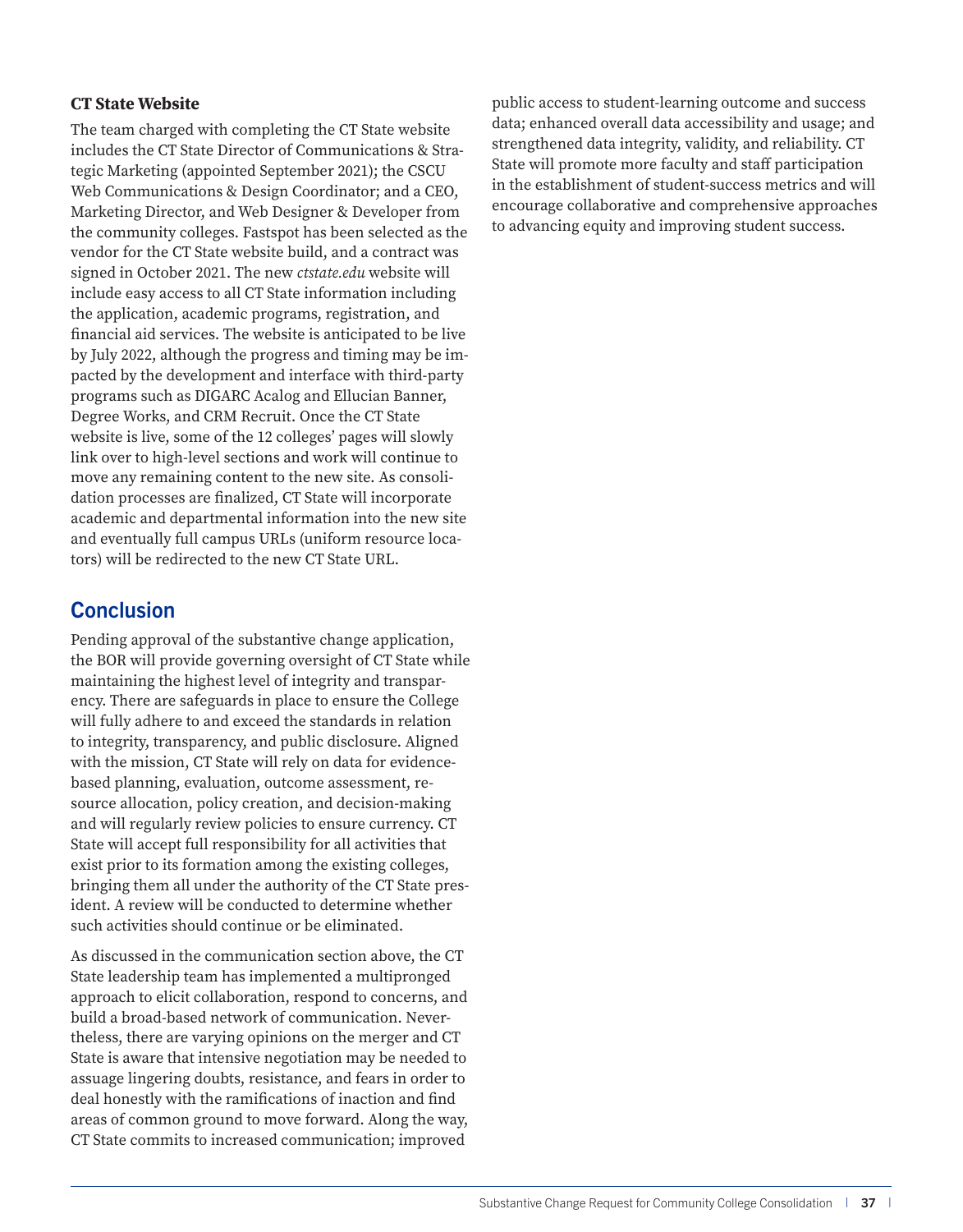### CT State Website

The team charged with completing the CT State website includes the CT State Director of Communications & Strategic Marketing (appointed September 2021); the CSCU Web Communications & Design Coordinator; and a CEO, Marketing Director, and Web Designer & Developer from the community colleges. Fastspot has been selected as the vendor for the CT State website build, and a contract was signed in October 2021. The new *ctstate.edu* website will include easy access to all CT State information including the application, academic programs, registration, and financial aid services. The website is anticipated to be live by July 2022, although the progress and timing may be impacted by the development and interface with third-party programs such as DIGARC Acalog and Ellucian Banner, Degree Works, and CRM Recruit. Once the CT State website is live, some of the 12 colleges' pages will slowly link over to high-level sections and work will continue to move any remaining content to the new site. As consolidation processes are finalized, CT State will incorporate academic and departmental information into the new site and eventually full campus URLs (uniform resource locators) will be redirected to the new CT State URL.

## Conclusion

Pending approval of the substantive change application, the BOR will provide governing oversight of CT State while maintaining the highest level of integrity and transparency. There are safeguards in place to ensure the College will fully adhere to and exceed the standards in relation to integrity, transparency, and public disclosure. Aligned with the mission, CT State will rely on data for evidence-based planning, evaluation, outcome assessment, resource allocation, policy creation, and decision-making and will regularly review policies to ensure currency. CT State will accept full responsibility for all activities that exist prior to its formation among the existing colleges, bringing them all under the authority of the CT State president. A review will be conducted to determine whether such activities should continue or be eliminated.

As discussed in the communication section above, the CT State leadership team has implemented a multipronged approach to elicit collaboration, respond to concerns, and build a broad-based network of communication. Nevertheless, there are varying opinions on the merger and CT State is aware that intensive negotiation may be needed to assuage lingering doubts, resistance, and fears in order to deal honestly with the ramifications of inaction and find areas of common ground to move forward. Along the way, CT State commits to increased communication; improved public access to student-learning outcome and success data; enhanced overall data accessibility and usage; and strengthened data integrity, validity, and reliability. CT State will promote more faculty and staff participation in the establishment of student-success metrics and will encourage collaborative and comprehensive approaches to advancing equity and improving student success.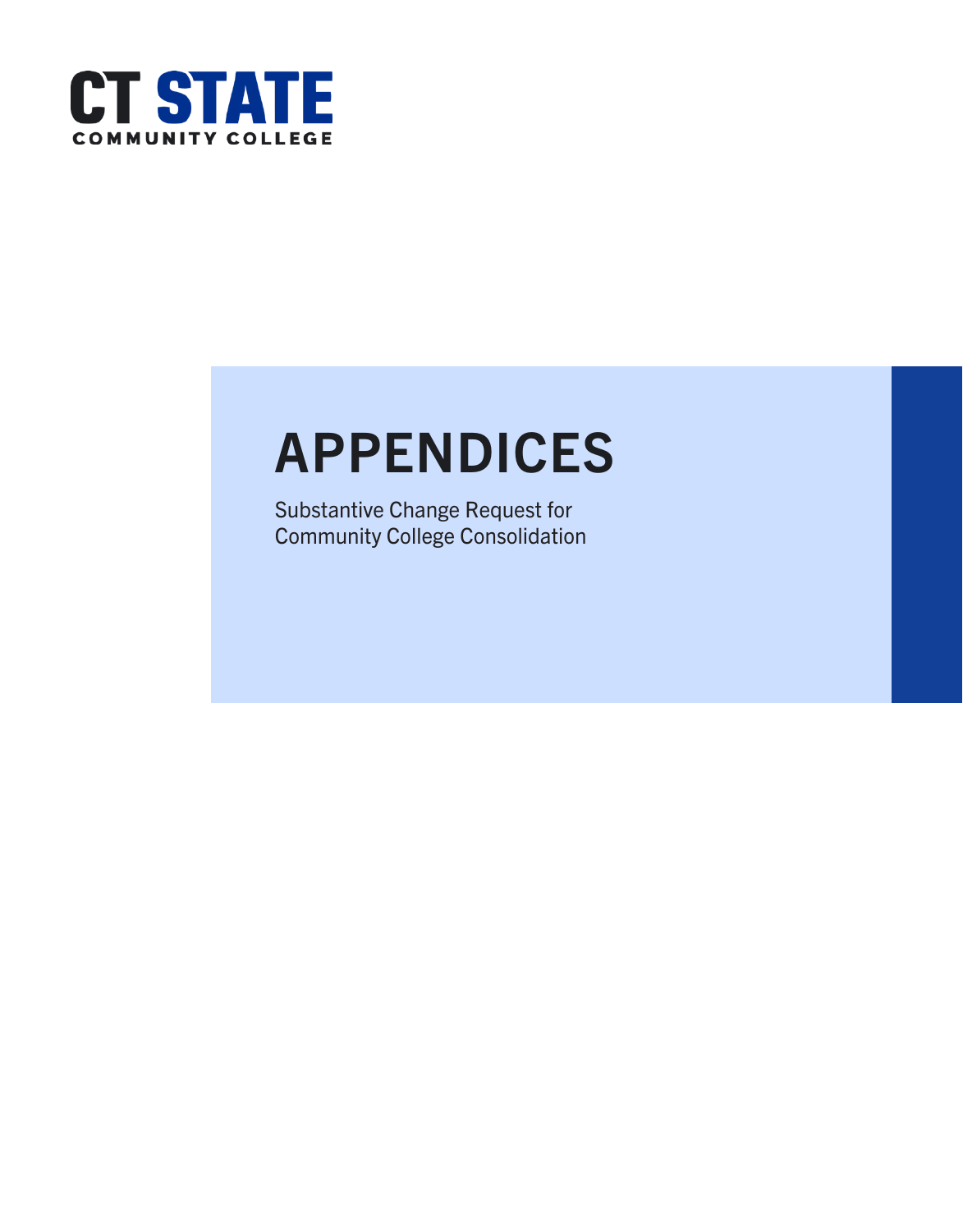CT STATE

COMMUNITY COLLEGE

# APPENDICES

Substantive Change Request for
Community College Consolidation